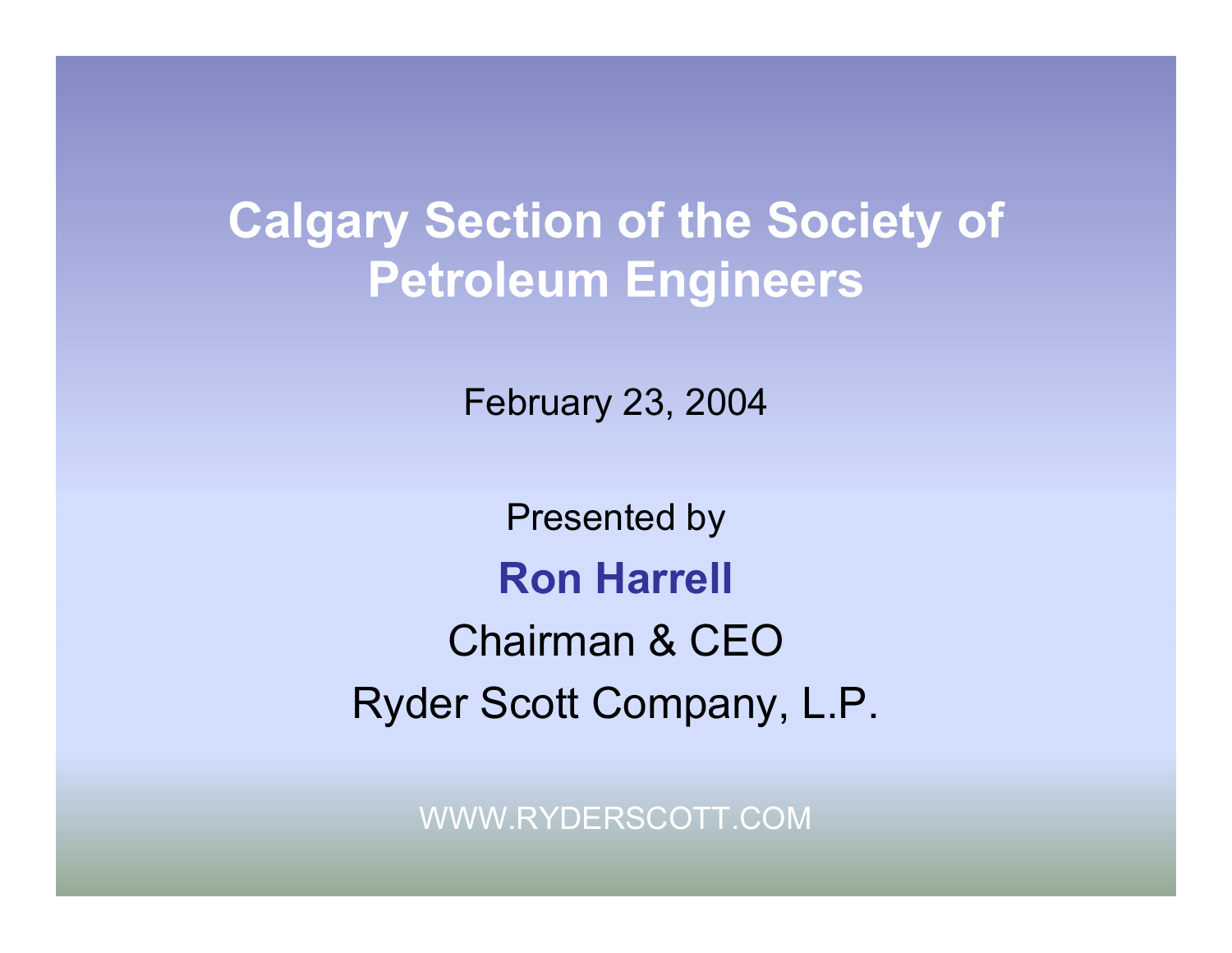# Calgary Section of the Society of Petroleum Engineers

February 23, 2004

Presented by

**Ron Harrell**

Chairman & CEO

Ryder Scott Company, L.P.

WWW.RYDERSCOTT.COM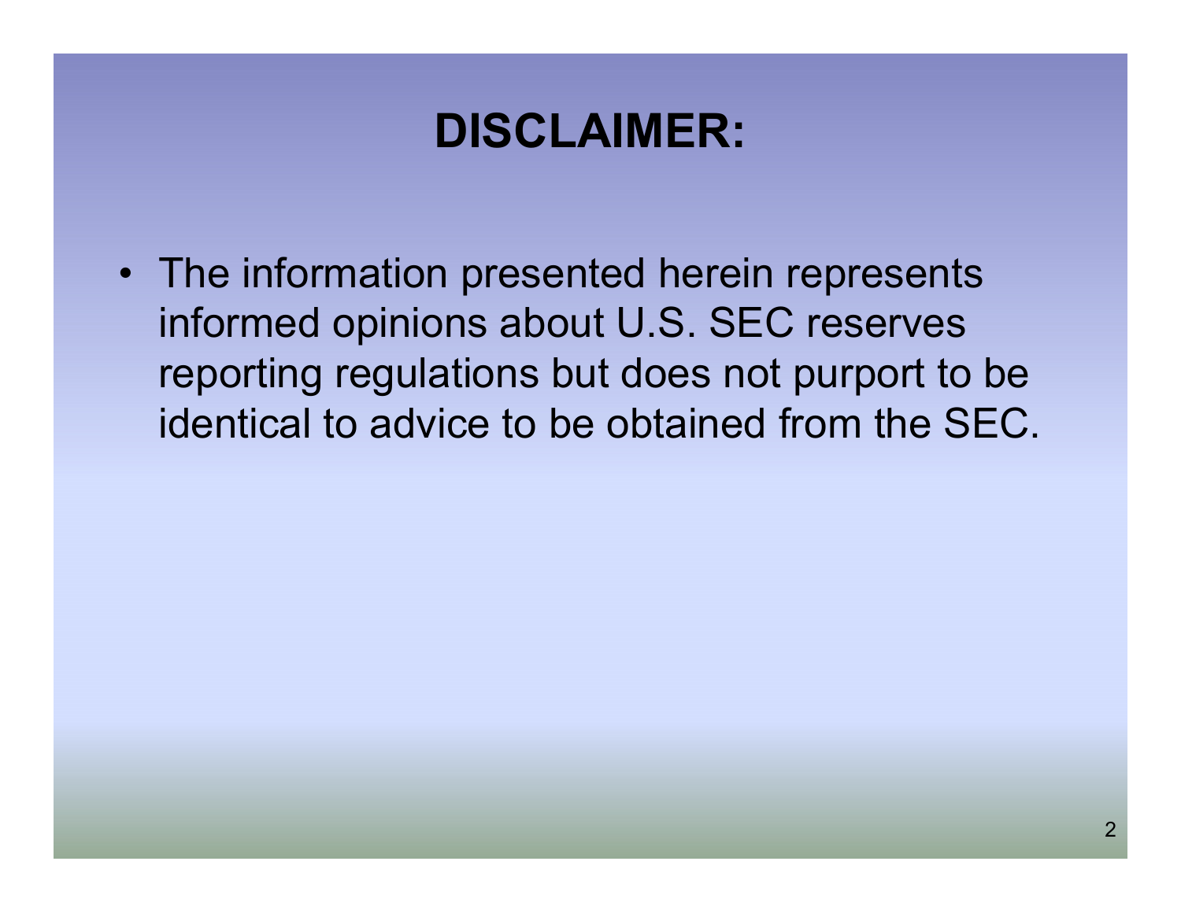# DISCLAIMER:

- The information presented herein represents informed opinions about U.S. SEC reserves reporting regulations but does not purport to be identical to advice to be obtained from the SEC.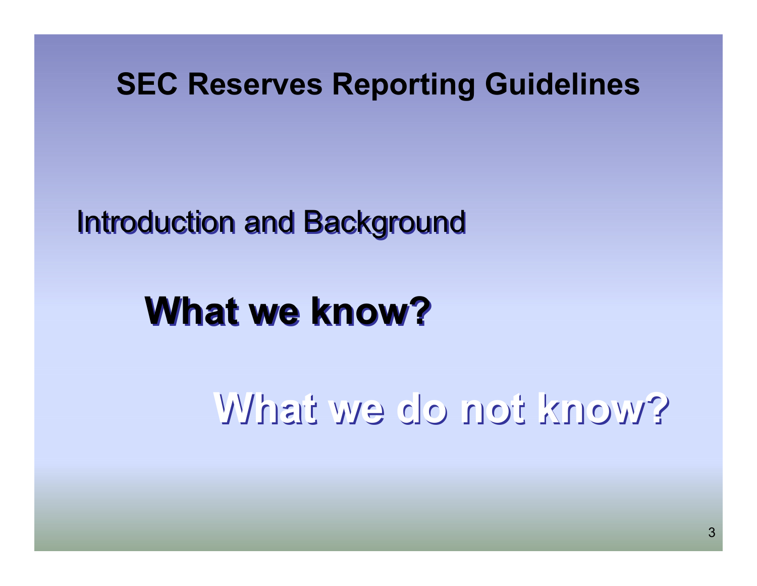# SEC Reserves Reporting Guidelines

Introduction and Background

**What we know?**

**What we do not know?**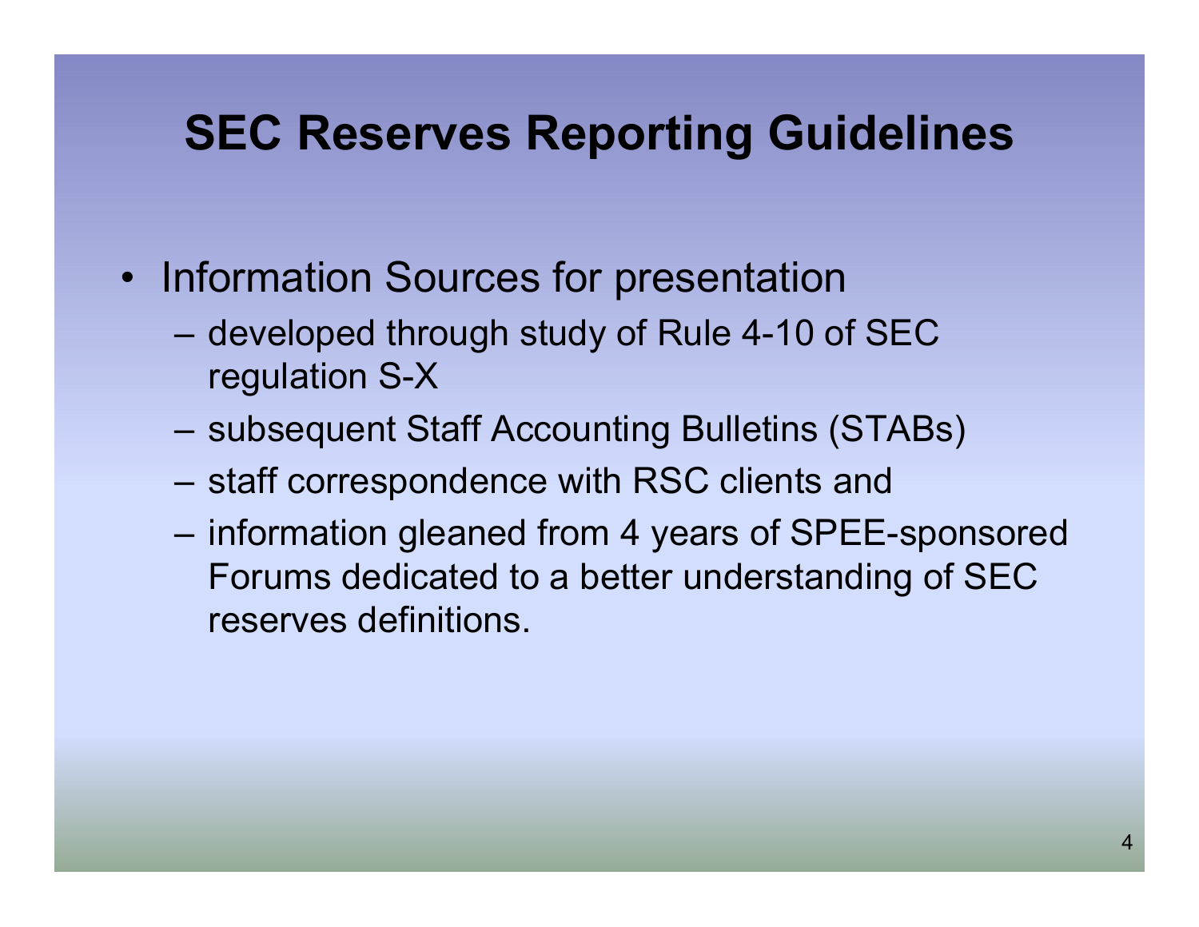# SEC Reserves Reporting Guidelines

- Information Sources for presentation
  - developed through study of Rule 4-10 of SEC regulation S-X
  - subsequent Staff Accounting Bulletins (STABs)
  - staff correspondence with RSC clients and
  - information gleaned from 4 years of SPEE-sponsored Forums dedicated to a better understanding of SEC reserves definitions.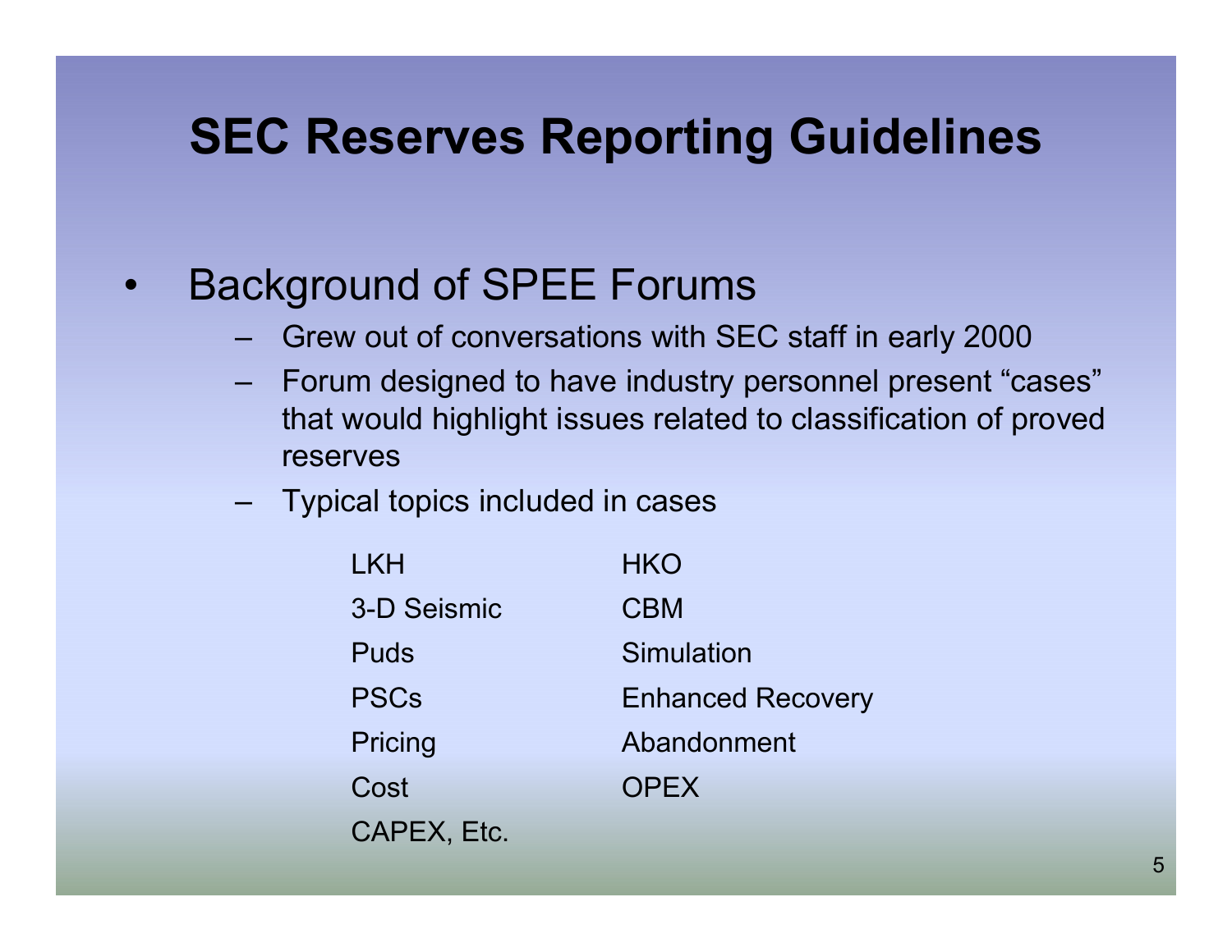# SEC Reserves Reporting Guidelines

- Background of SPEE Forums
  - Grew out of conversations with SEC staff in early 2000
  - Forum designed to have industry personnel present "cases" that would highlight issues related to classification of proved reserves
  - Typical topics included in cases

| | |
|---|---|
| LKH | HKO |
| 3-D Seismic | CBM |
| Puds | Simulation |
| PSCs | Enhanced Recovery |
| Pricing | Abandonment |
| Cost | OPEX |
| CAPEX, Etc. | |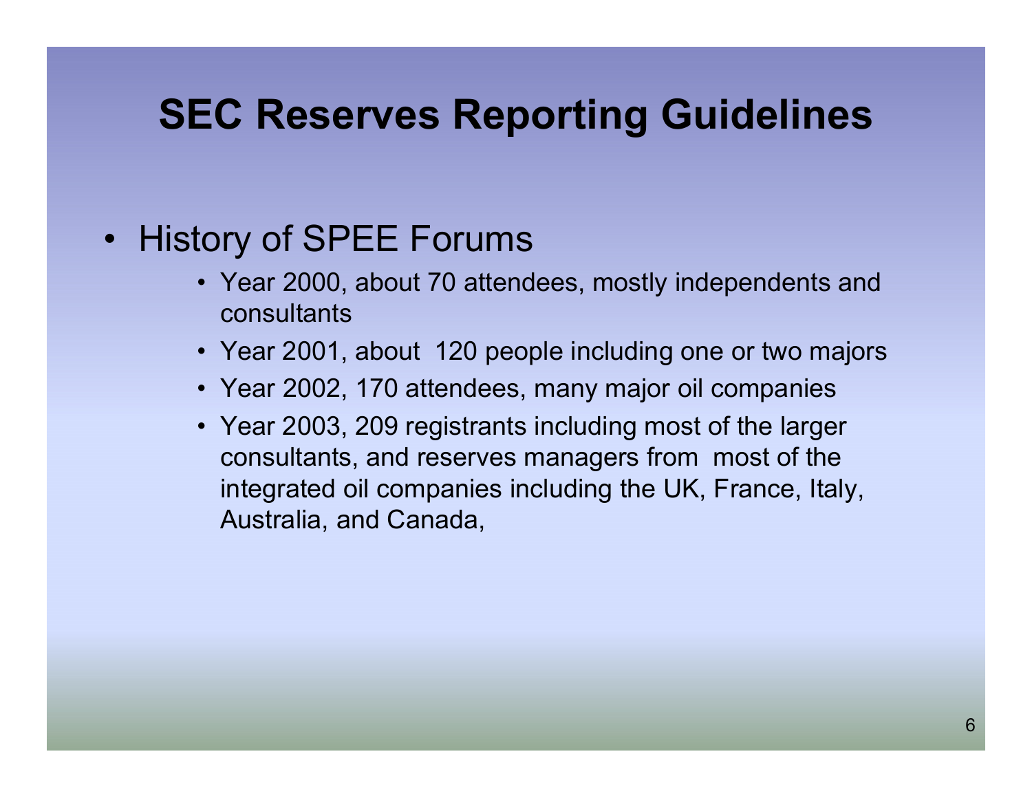# SEC Reserves Reporting Guidelines

- History of SPEE Forums
  - Year 2000, about 70 attendees, mostly independents and consultants
  - Year 2001, about 120 people including one or two majors
  - Year 2002, 170 attendees, many major oil companies
  - Year 2003, 209 registrants including most of the larger consultants, and reserves managers from most of the integrated oil companies including the UK, France, Italy, Australia, and Canada,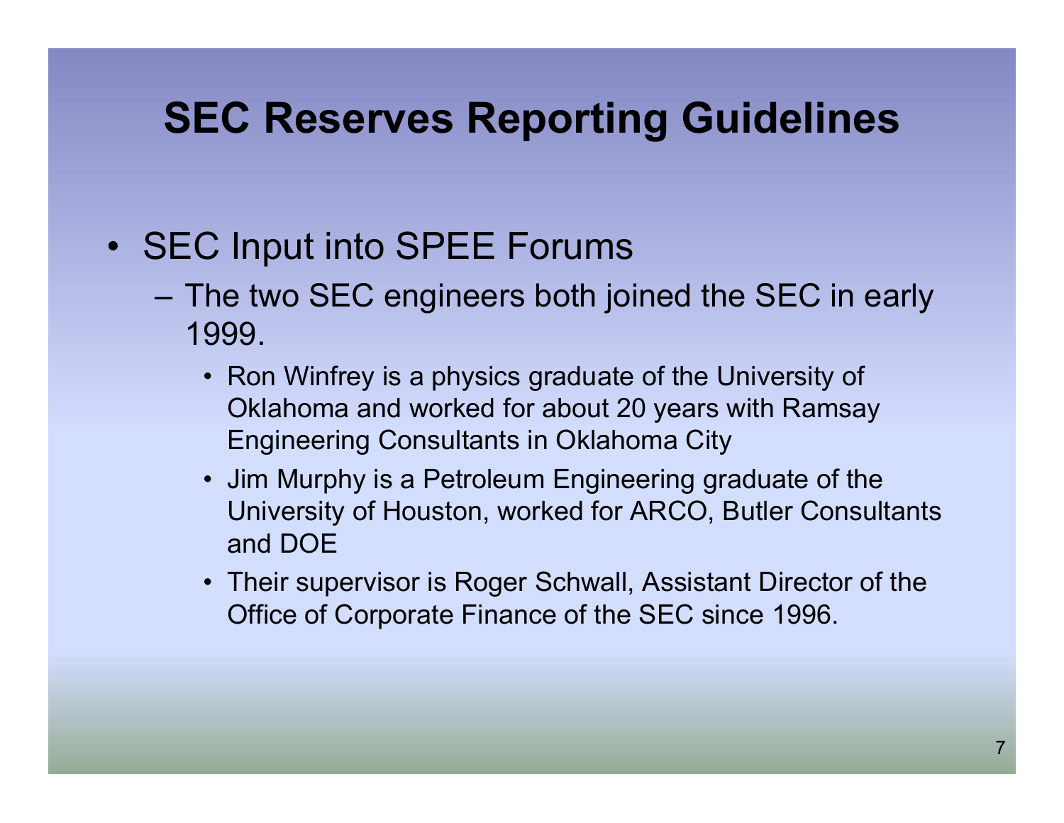# SEC Reserves Reporting Guidelines

- SEC Input into SPEE Forums
  - The two SEC engineers both joined the SEC in early 1999.
    - Ron Winfrey is a physics graduate of the University of Oklahoma and worked for about 20 years with Ramsay Engineering Consultants in Oklahoma City
    - Jim Murphy is a Petroleum Engineering graduate of the University of Houston, worked for ARCO, Butler Consultants and DOE
    - Their supervisor is Roger Schwall, Assistant Director of the Office of Corporate Finance of the SEC since 1996.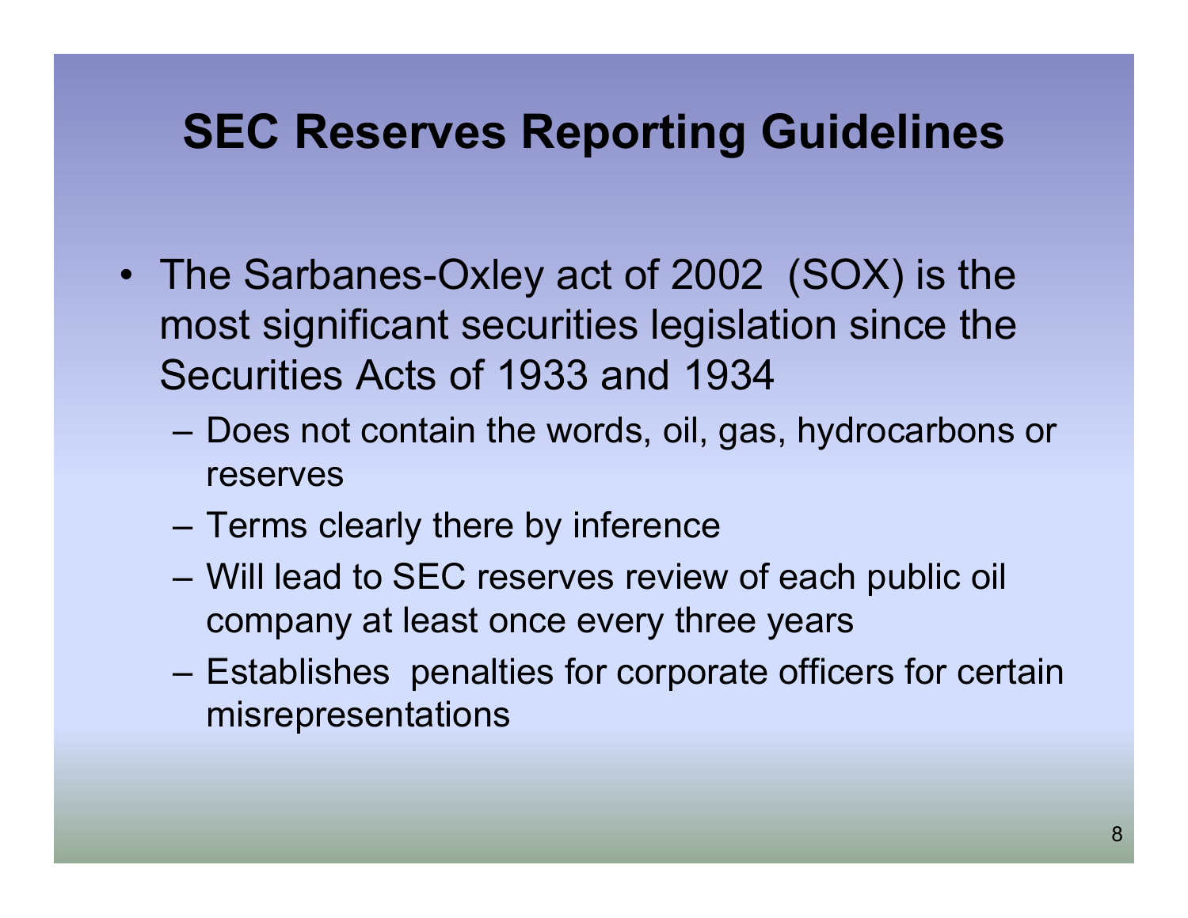# SEC Reserves Reporting Guidelines

- The Sarbanes-Oxley act of 2002 (SOX) is the most significant securities legislation since the Securities Acts of 1933 and 1934
  - Does not contain the words, oil, gas, hydrocarbons or reserves
  - Terms clearly there by inference
  - Will lead to SEC reserves review of each public oil company at least once every three years
  - Establishes penalties for corporate officers for certain misrepresentations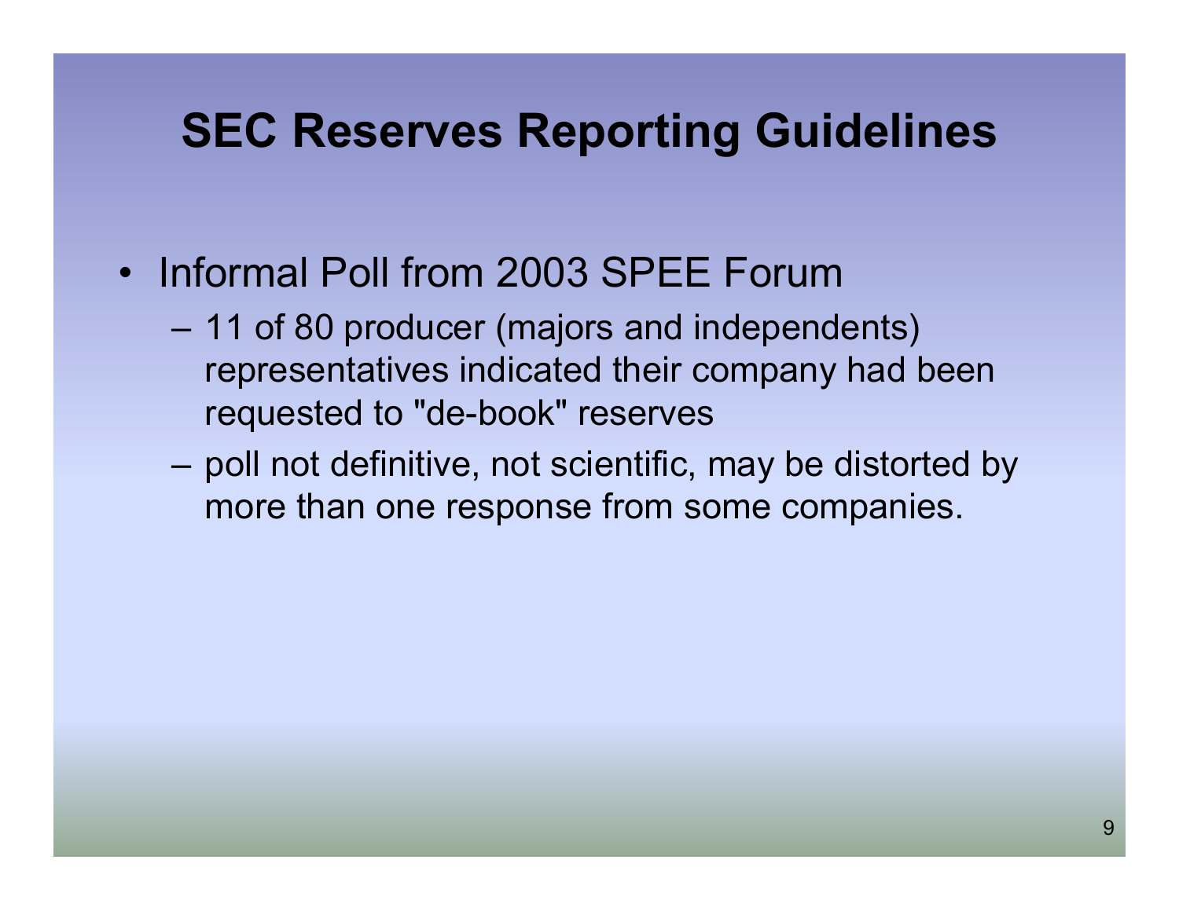# SEC Reserves Reporting Guidelines

- Informal Poll from 2003 SPEE Forum
  - 11 of 80 producer (majors and independents) representatives indicated their company had been requested to "de-book" reserves
  - poll not definitive, not scientific, may be distorted by more than one response from some companies.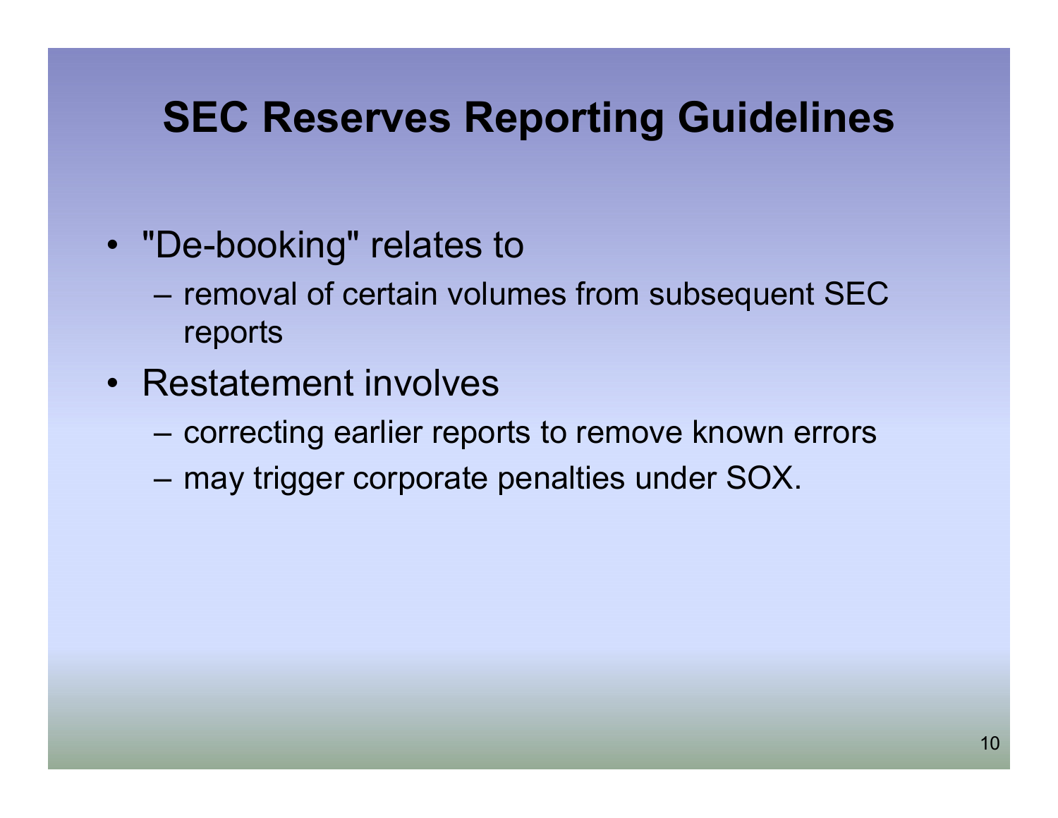# SEC Reserves Reporting Guidelines

- "De-booking" relates to
  - removal of certain volumes from subsequent SEC reports
- Restatement involves
  - correcting earlier reports to remove known errors
  - may trigger corporate penalties under SOX.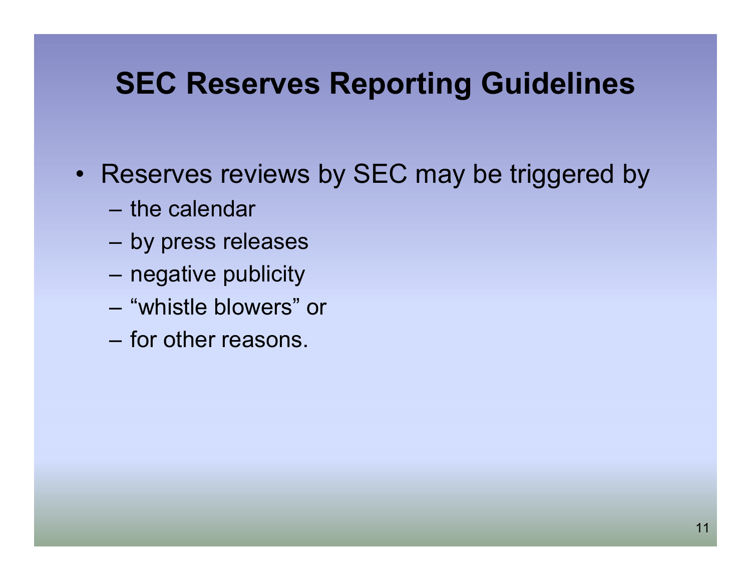# SEC Reserves Reporting Guidelines

- Reserves reviews by SEC may be triggered by
  - the calendar
  - by press releases
  - negative publicity
  - “whistle blowers” or
  - for other reasons.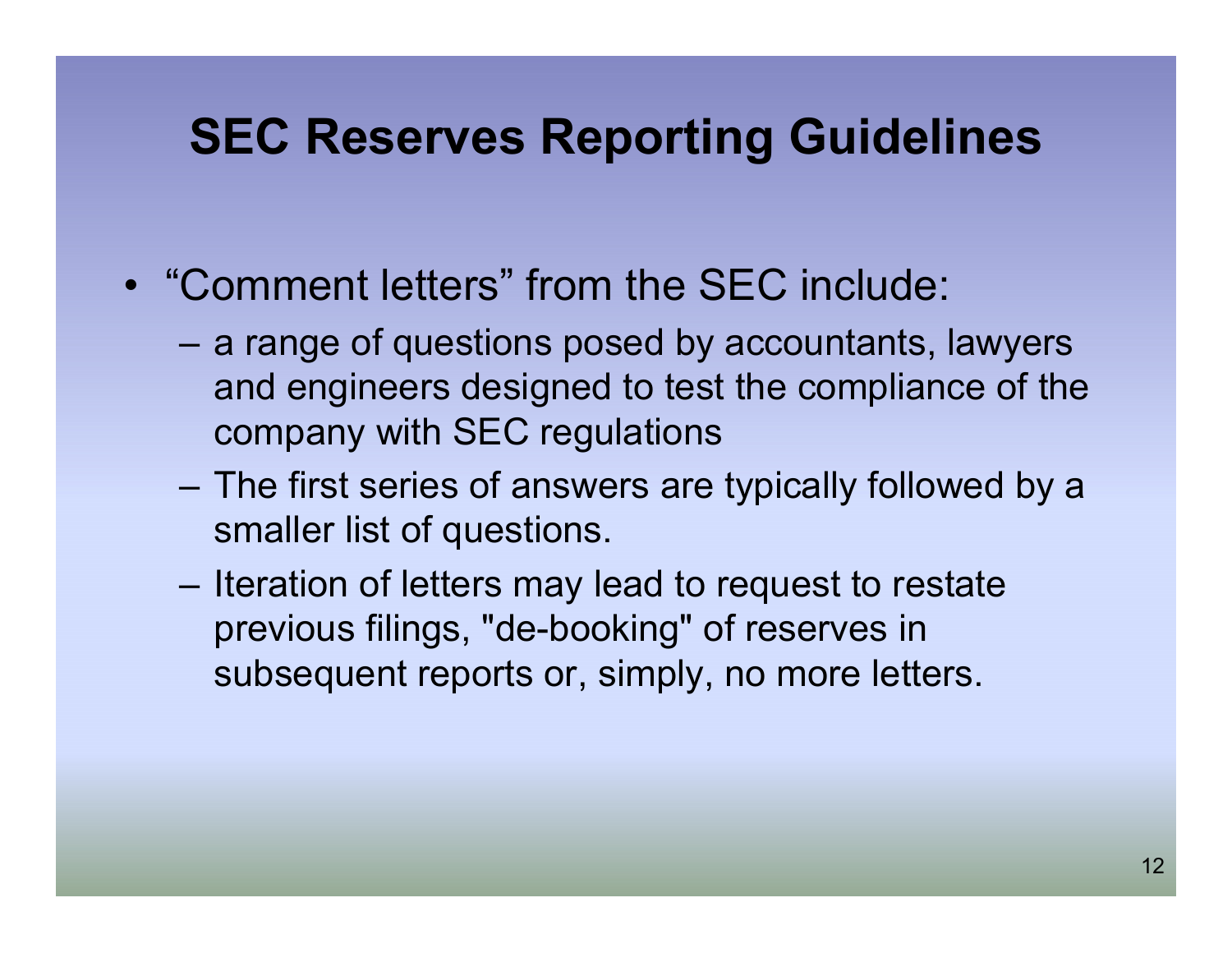# SEC Reserves Reporting Guidelines

- "Comment letters" from the SEC include:
  - a range of questions posed by accountants, lawyers and engineers designed to test the compliance of the company with SEC regulations
  - The first series of answers are typically followed by a smaller list of questions.
  - Iteration of letters may lead to request to restate previous filings, "de-booking" of reserves in subsequent reports or, simply, no more letters.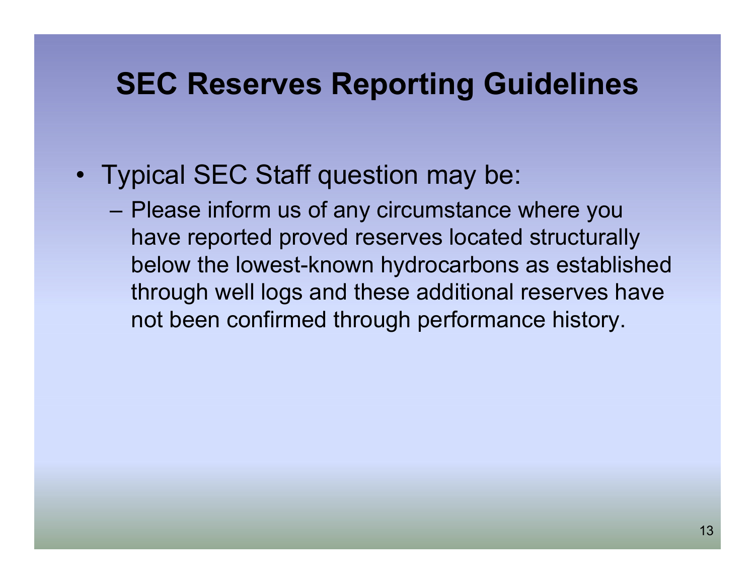# SEC Reserves Reporting Guidelines

- Typical SEC Staff question may be:
  - Please inform us of any circumstance where you have reported proved reserves located structurally below the lowest-known hydrocarbons as established through well logs and these additional reserves have not been confirmed through performance history.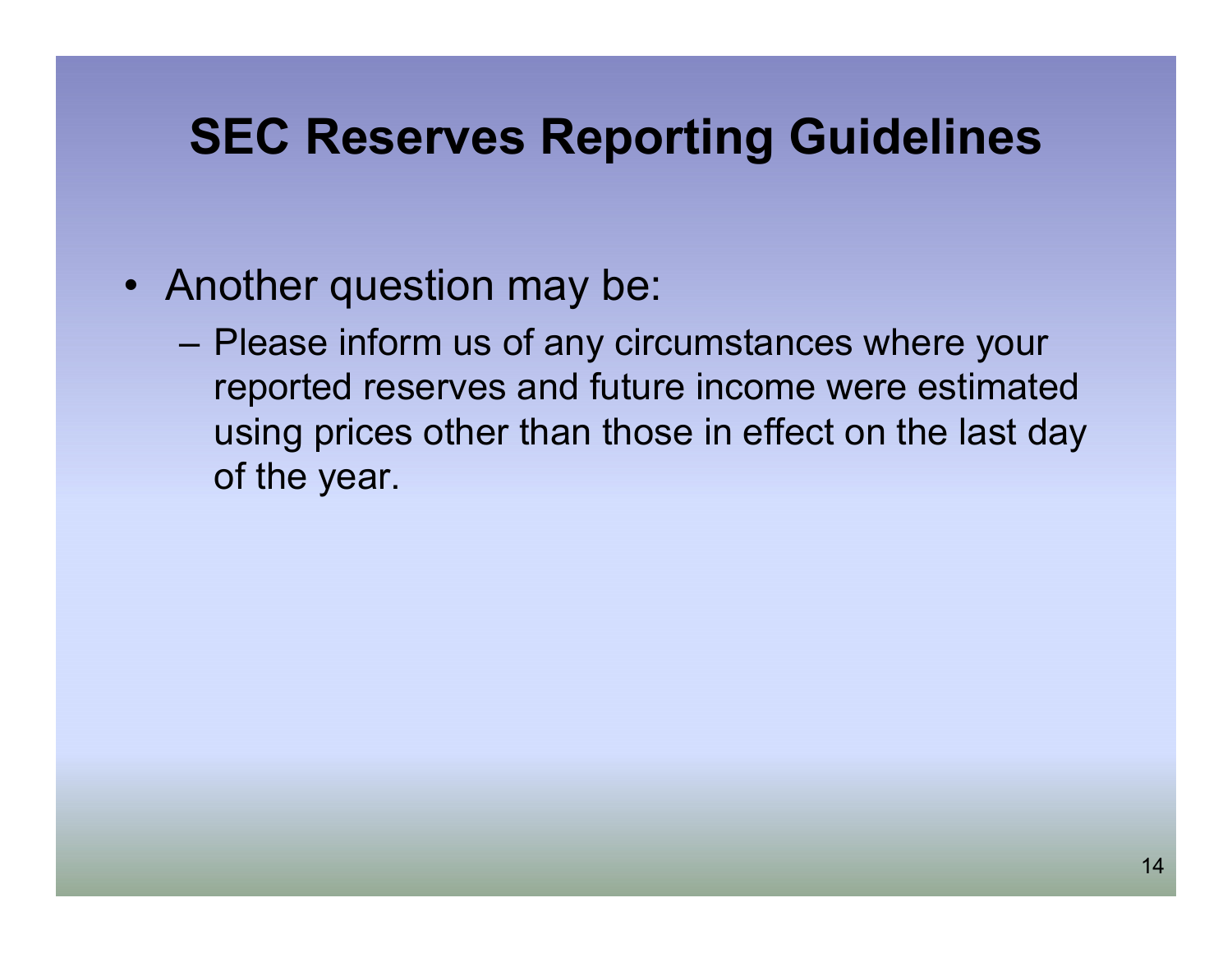# SEC Reserves Reporting Guidelines

- Another question may be:
  - Please inform us of any circumstances where your reported reserves and future income were estimated using prices other than those in effect on the last day of the year.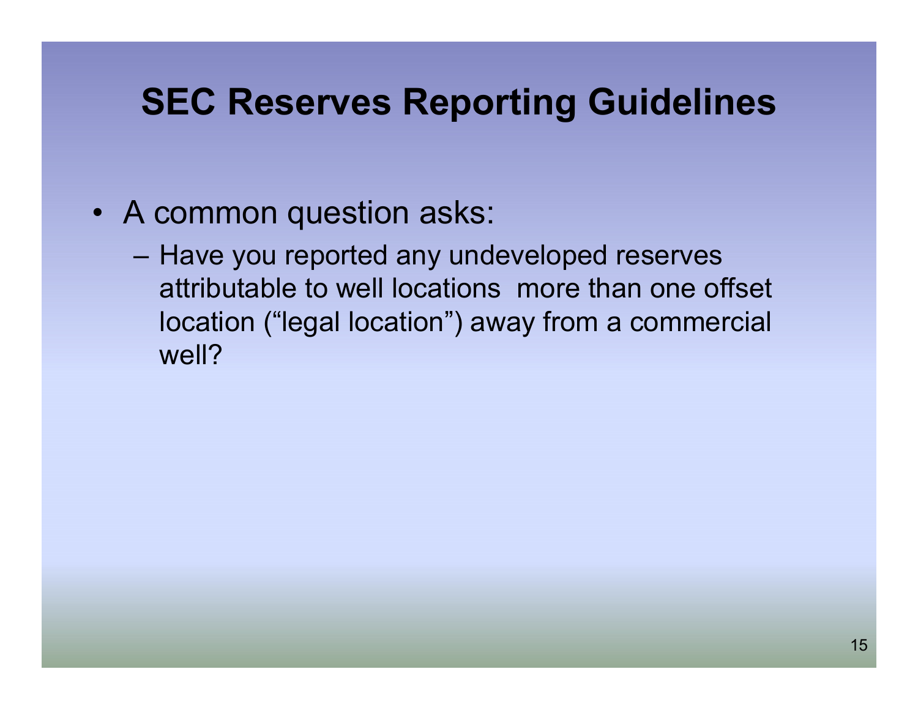# SEC Reserves Reporting Guidelines

- A common question asks:
  - Have you reported any undeveloped reserves attributable to well locations  more than one offset location ("legal location") away from a commercial well?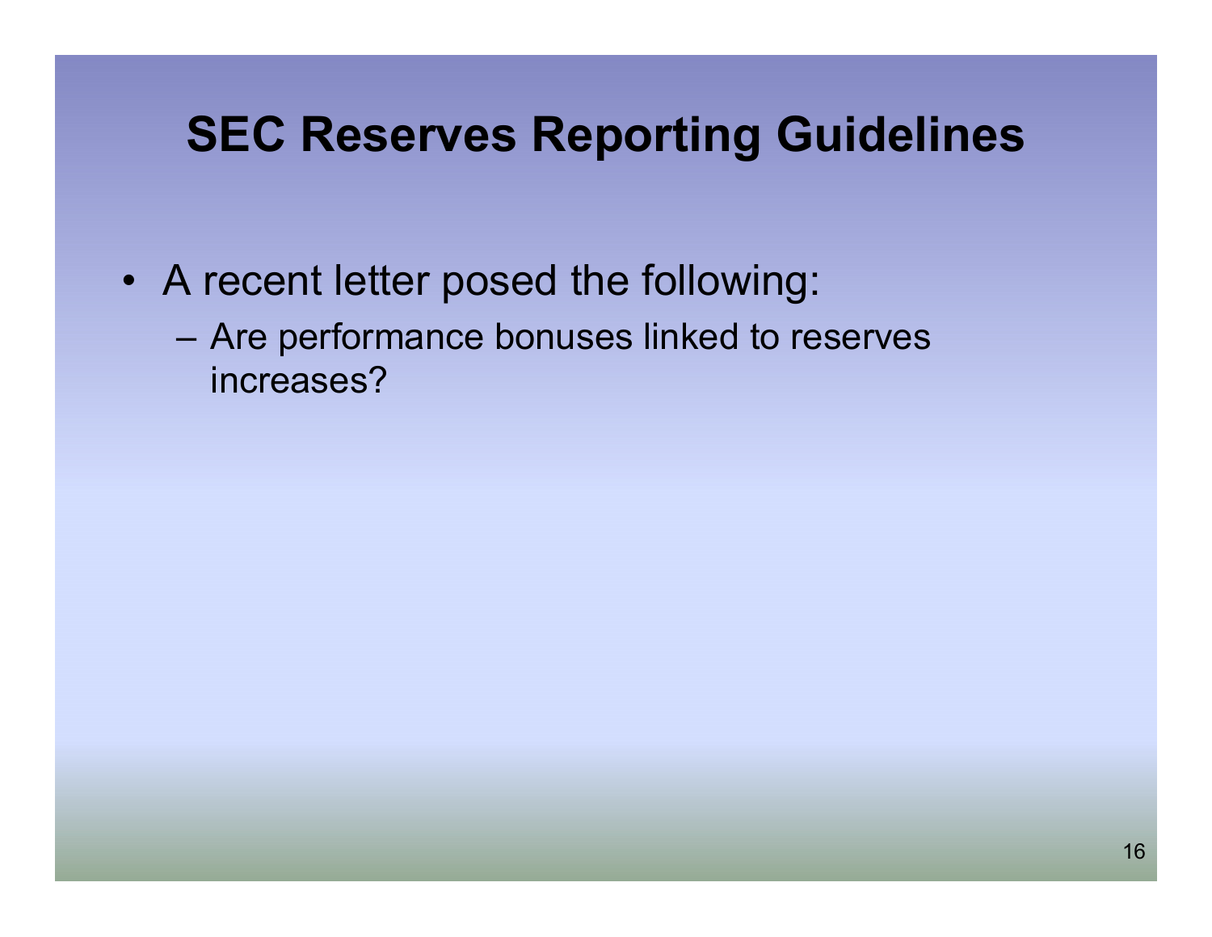# SEC Reserves Reporting Guidelines

- A recent letter posed the following:
  - Are performance bonuses linked to reserves increases?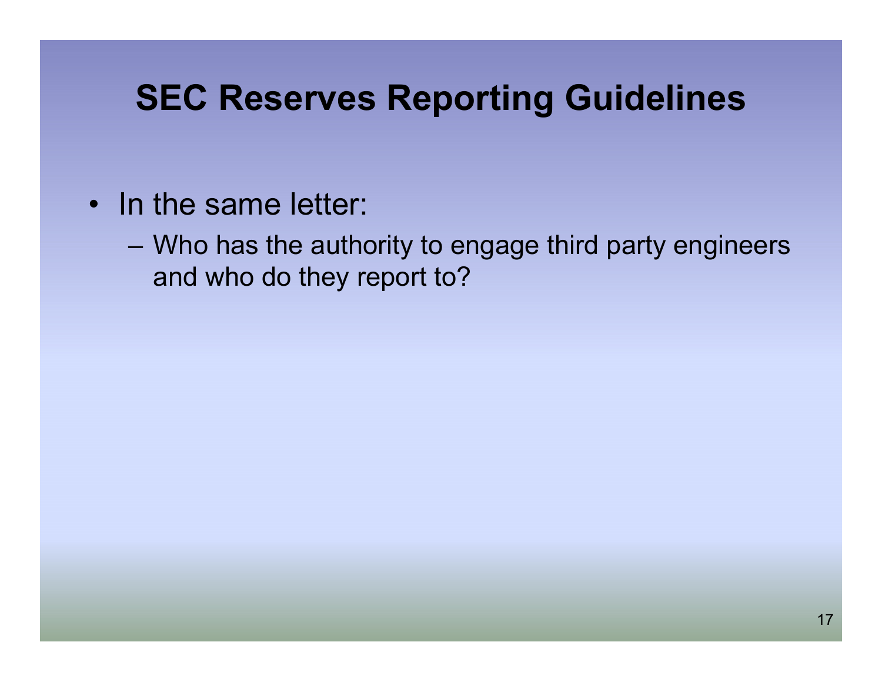# SEC Reserves Reporting Guidelines

- In the same letter:
  - Who has the authority to engage third party engineers and who do they report to?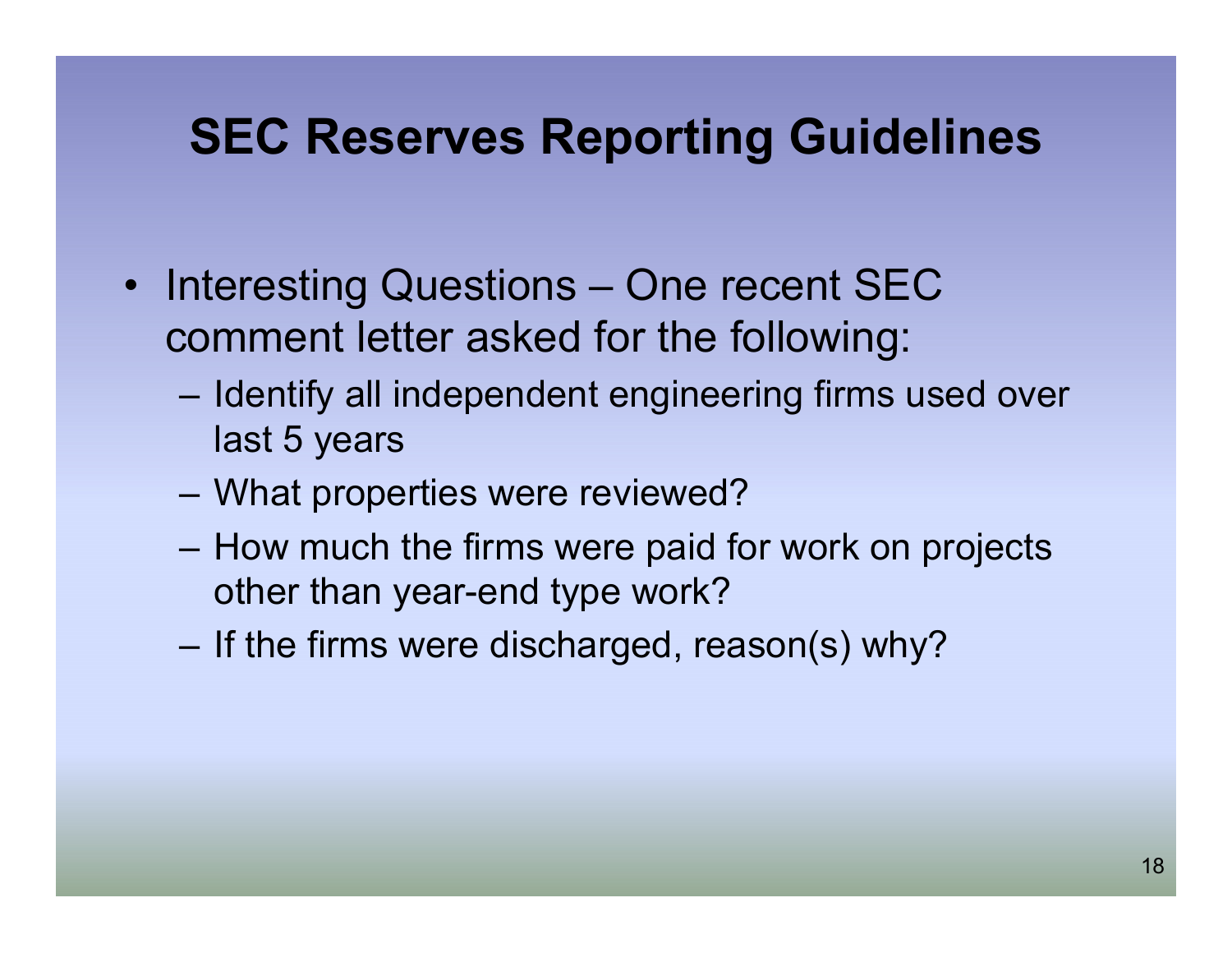# SEC Reserves Reporting Guidelines

- Interesting Questions – One recent SEC comment letter asked for the following:
  - Identify all independent engineering firms used over last 5 years
  - What properties were reviewed?
  - How much the firms were paid for work on projects other than year-end type work?
  - If the firms were discharged, reason(s) why?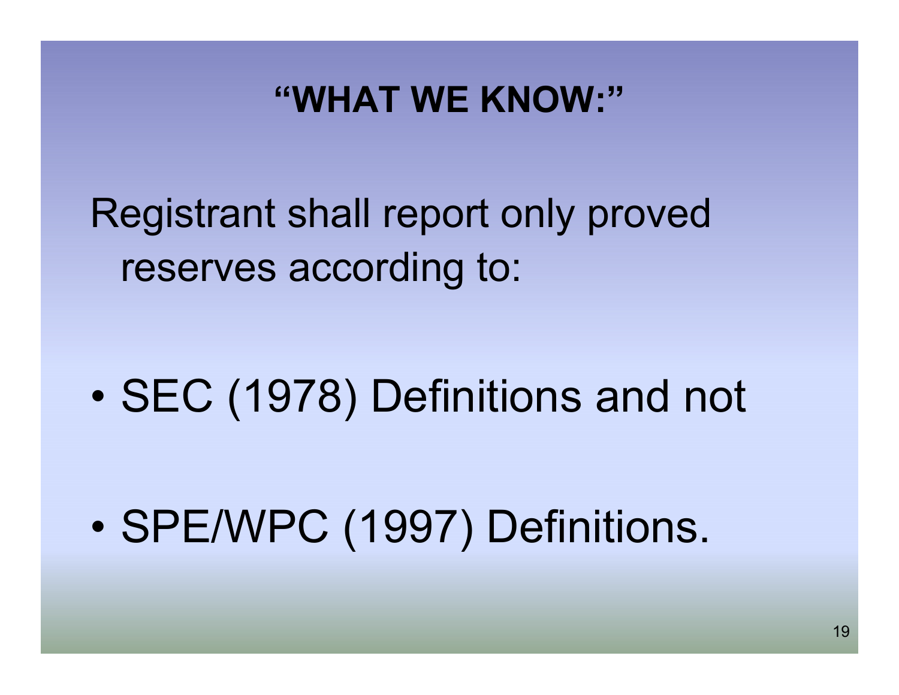# "WHAT WE KNOW:"

Registrant shall report only proved reserves according to:

- SEC (1978) Definitions and not
- SPE/WPC (1997) Definitions.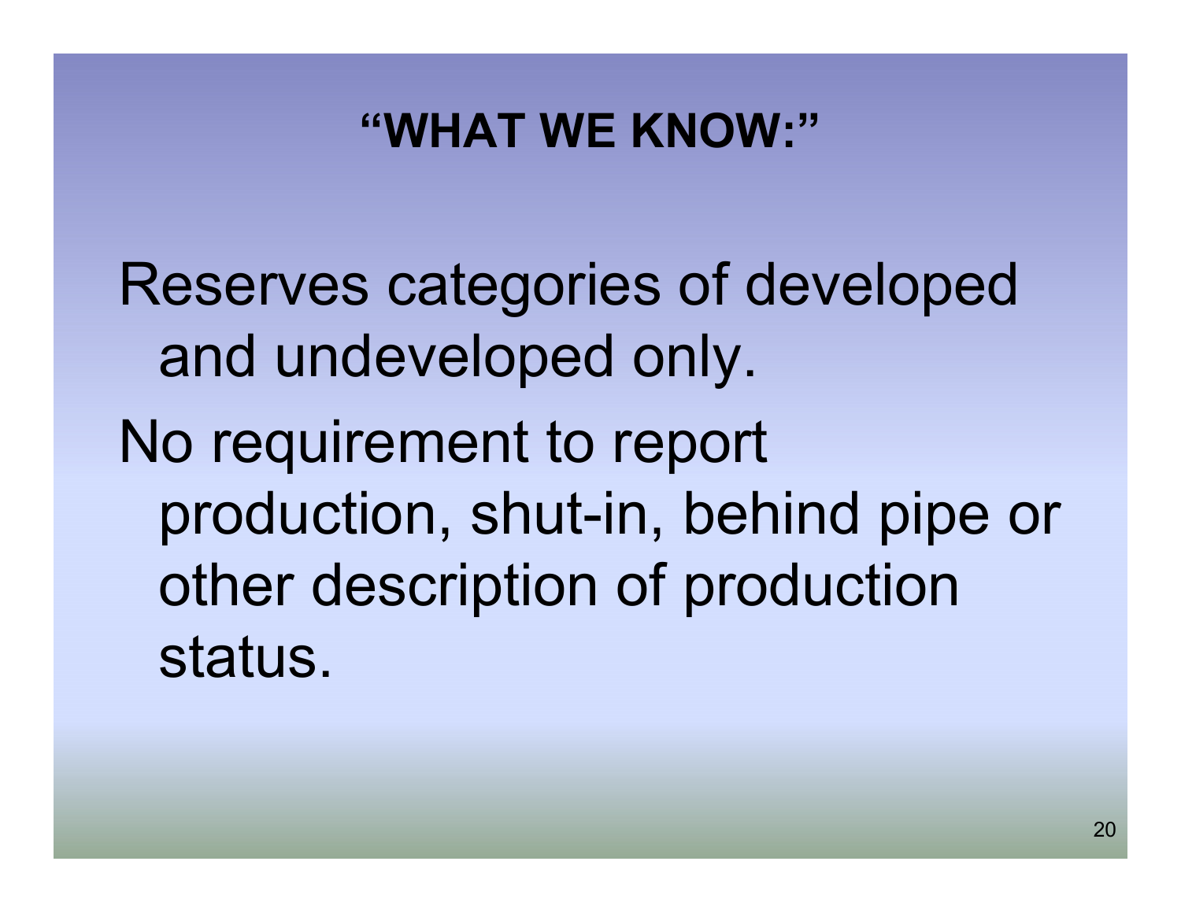# "WHAT WE KNOW:"

Reserves categories of developed and undeveloped only.

No requirement to report production, shut-in, behind pipe or other description of production status.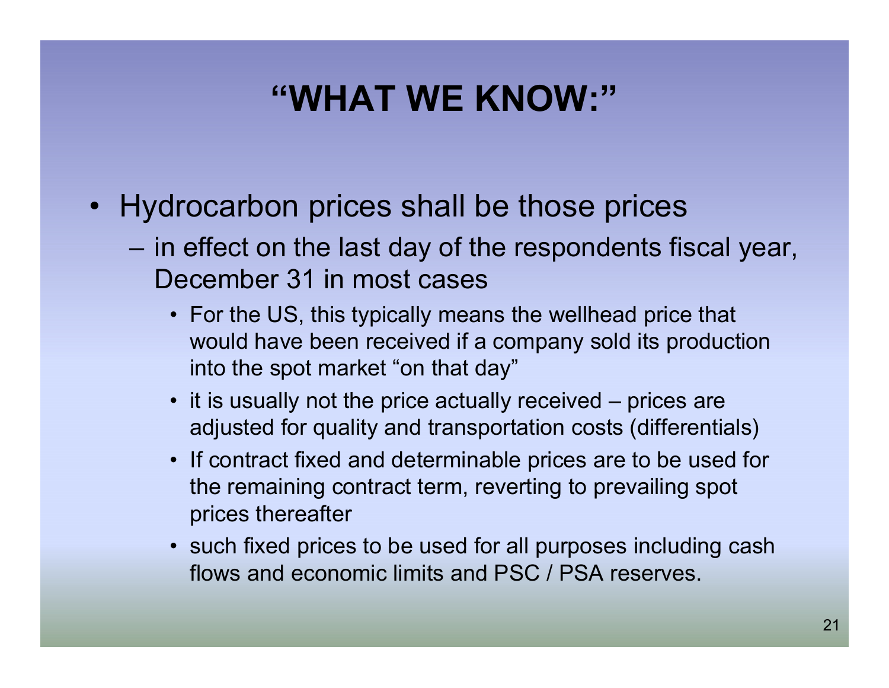# "WHAT WE KNOW:"

- Hydrocarbon prices shall be those prices
  - in effect on the last day of the respondents fiscal year, December 31 in most cases
    - For the US, this typically means the wellhead price that would have been received if a company sold its production into the spot market "on that day"
    - it is usually not the price actually received – prices are adjusted for quality and transportation costs (differentials)
    - If contract fixed and determinable prices are to be used for the remaining contract term, reverting to prevailing spot prices thereafter
    - such fixed prices to be used for all purposes including cash flows and economic limits and PSC / PSA reserves.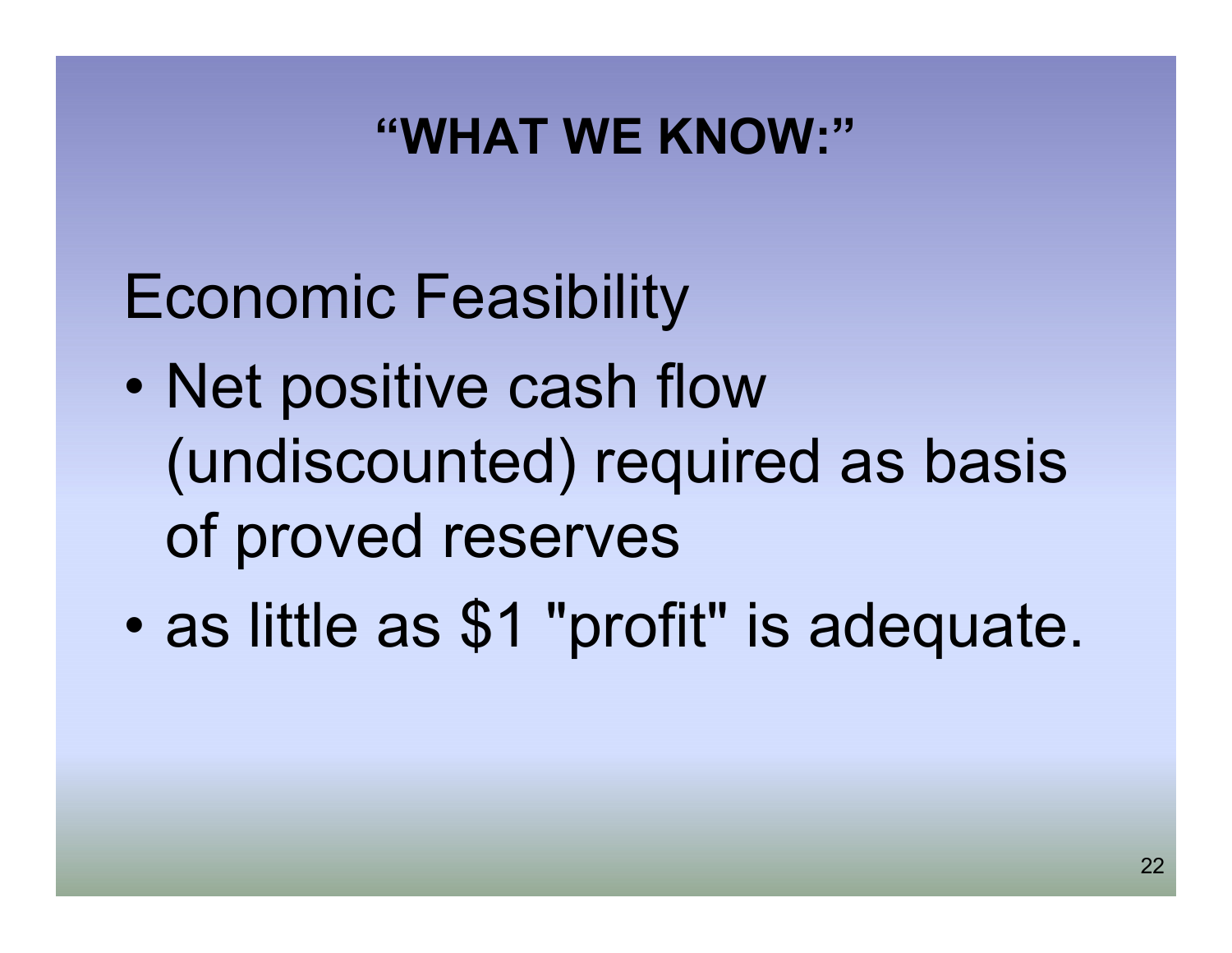# "WHAT WE KNOW:"

## Economic Feasibility

- Net positive cash flow (undiscounted) required as basis of proved reserves
- as little as $1 "profit" is adequate.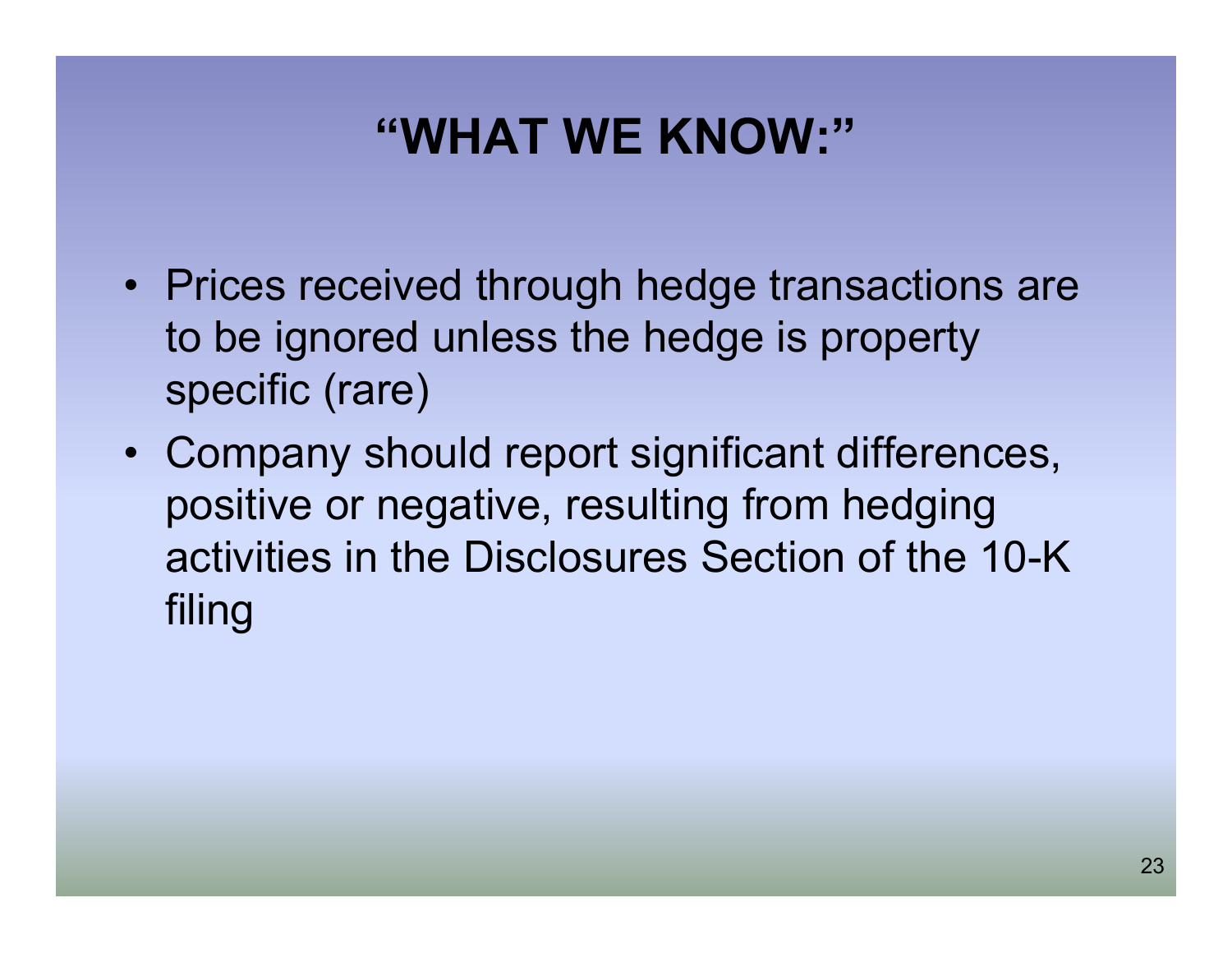# "WHAT WE KNOW:"

- Prices received through hedge transactions are to be ignored unless the hedge is property specific (rare)
- Company should report significant differences, positive or negative, resulting from hedging activities in the Disclosures Section of the 10-K filing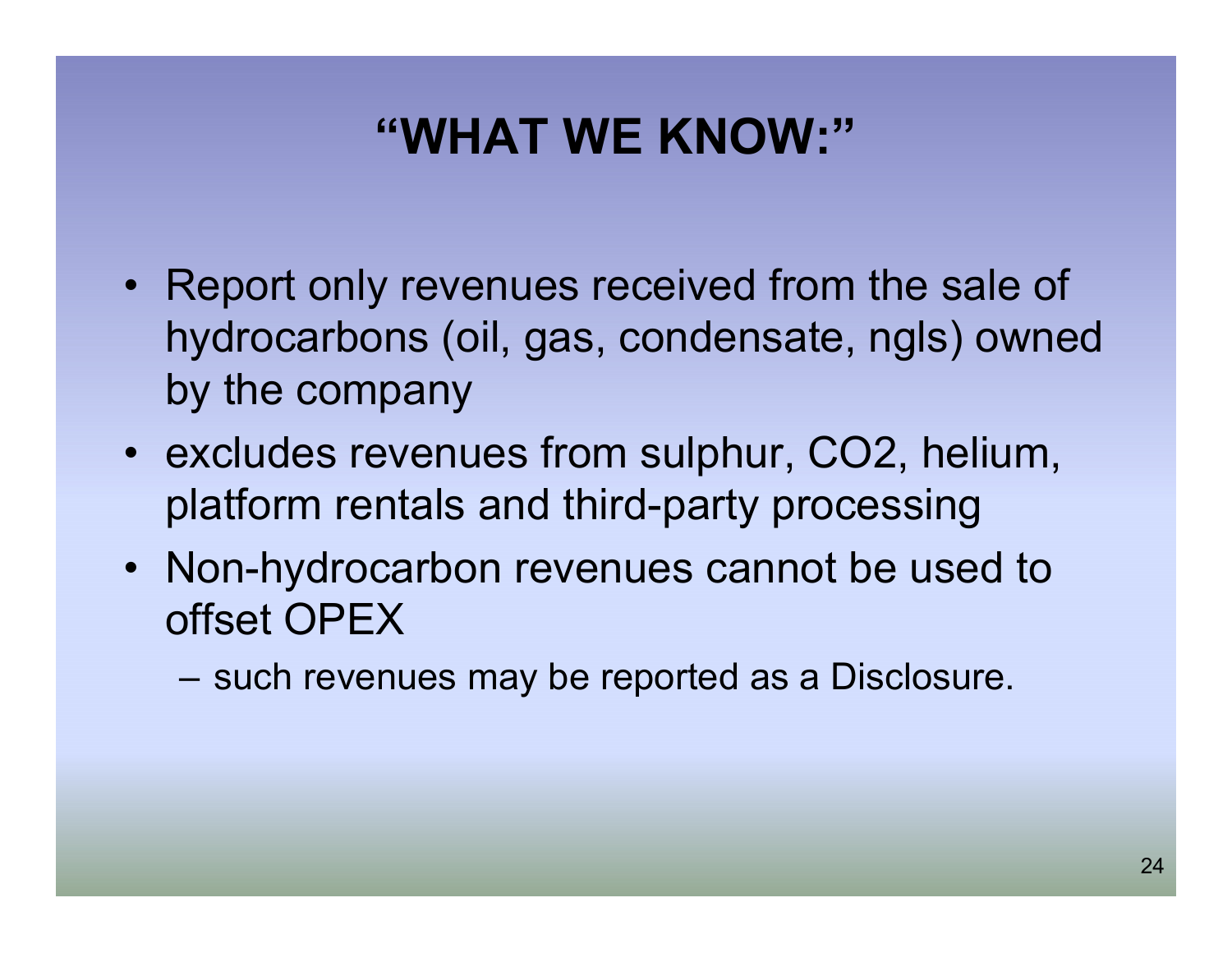# "WHAT WE KNOW:"

- Report only revenues received from the sale of hydrocarbons (oil, gas, condensate, ngls) owned by the company
- excludes revenues from sulphur, $CO_2$, helium, platform rentals and third-party processing
- Non-hydrocarbon revenues cannot be used to offset OPEX
  - such revenues may be reported as a Disclosure.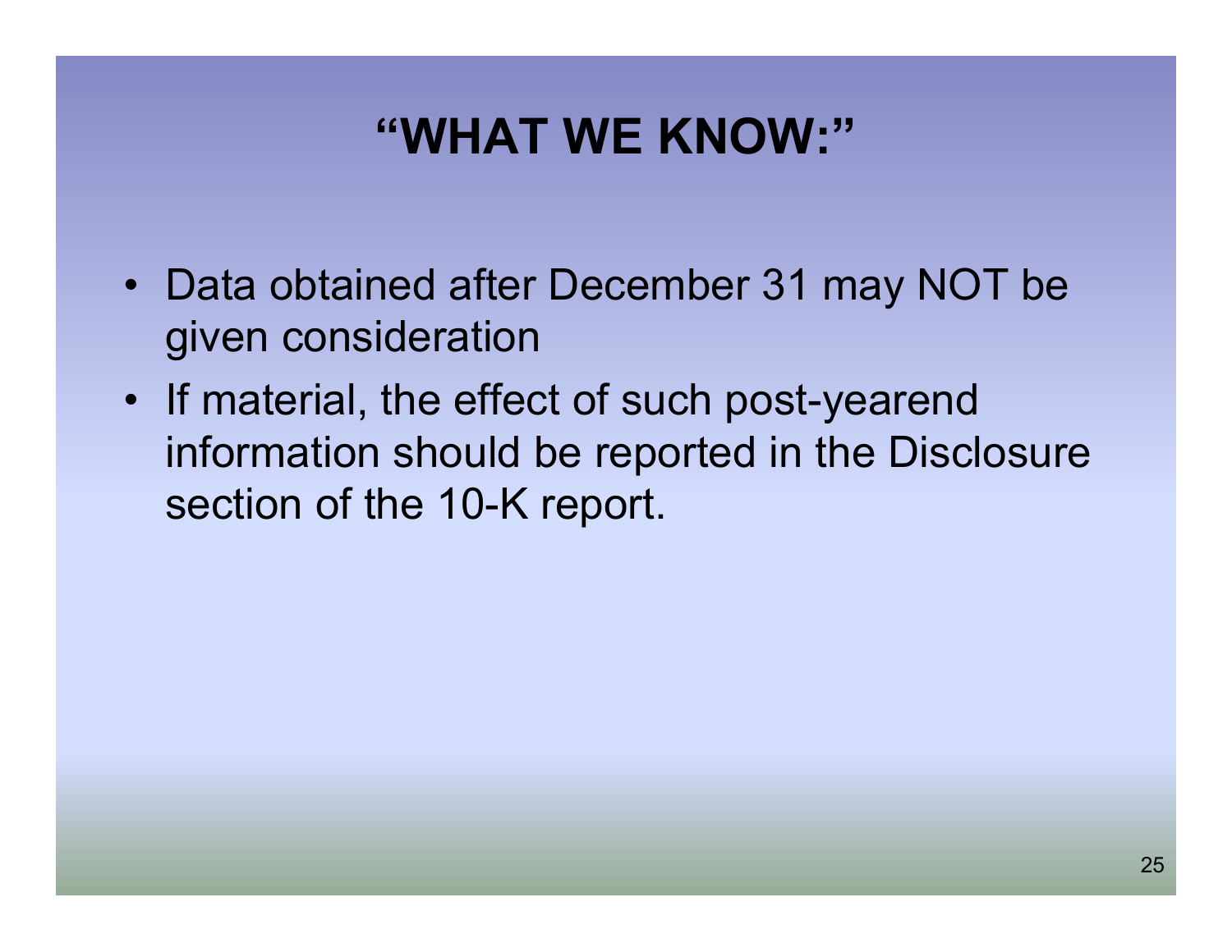# "WHAT WE KNOW:"

- Data obtained after December 31 may NOT be given consideration
- If material, the effect of such post-yearend information should be reported in the Disclosure section of the 10-K report.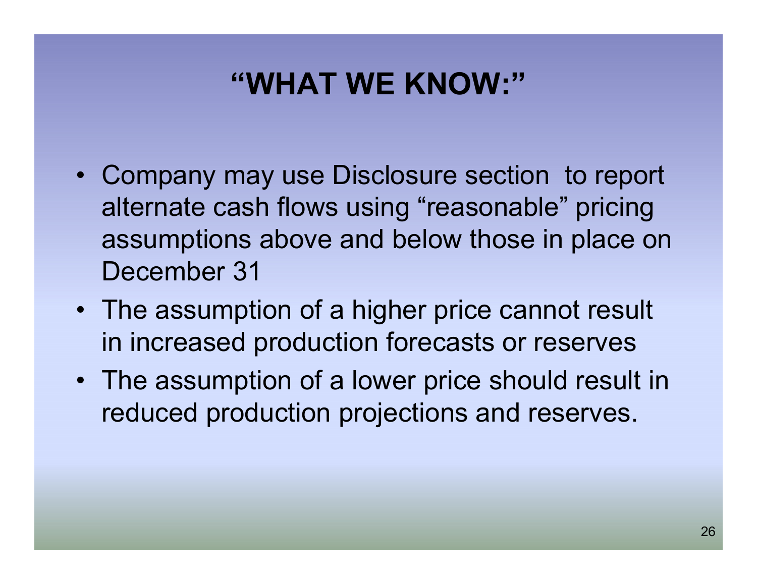# "WHAT WE KNOW:"

- Company may use Disclosure section to report alternate cash flows using "reasonable" pricing assumptions above and below those in place on December 31
- The assumption of a higher price cannot result in increased production forecasts or reserves
- The assumption of a lower price should result in reduced production projections and reserves.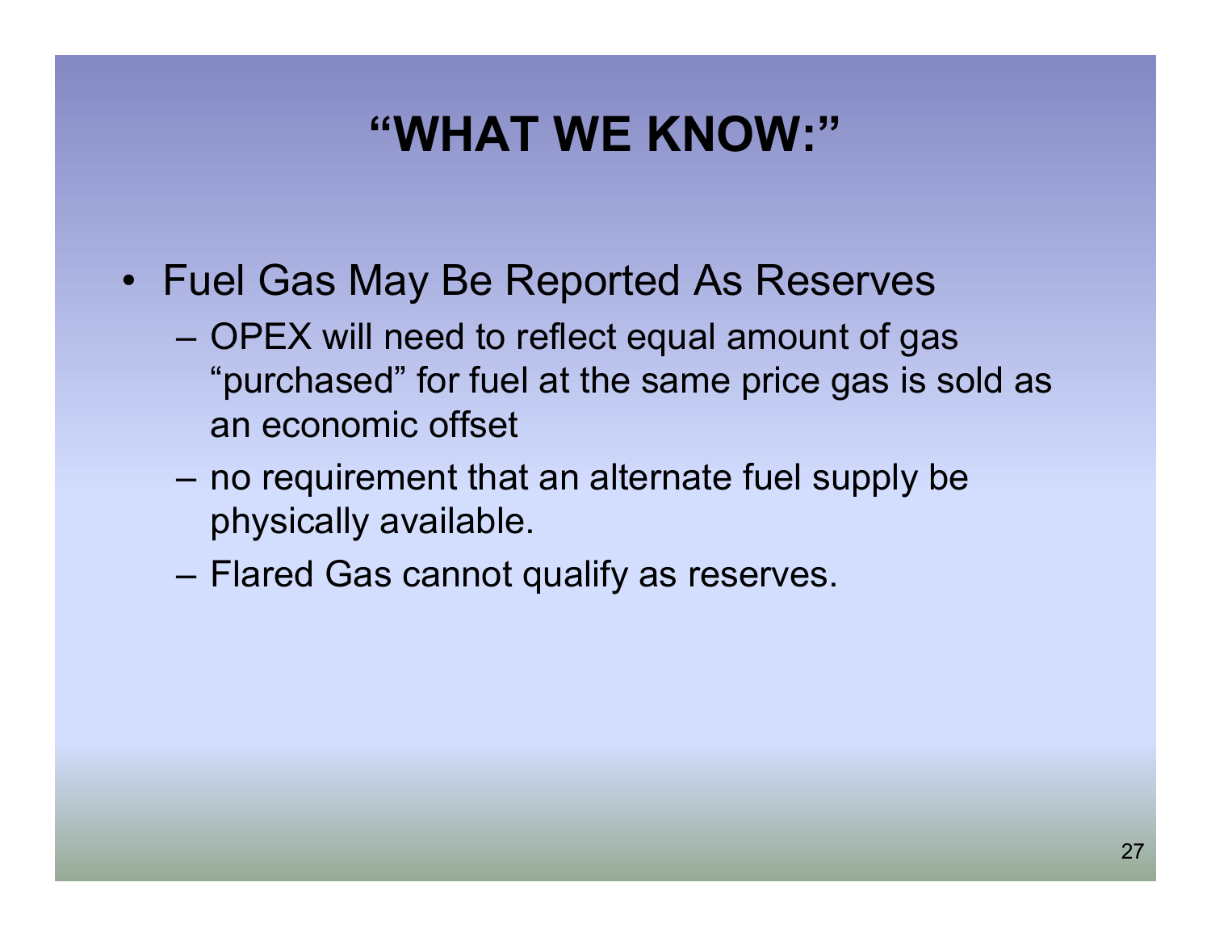# "WHAT WE KNOW:"

- Fuel Gas May Be Reported As Reserves
  - OPEX will need to reflect equal amount of gas "purchased" for fuel at the same price gas is sold as an economic offset
  - no requirement that an alternate fuel supply be physically available.
  - Flared Gas cannot qualify as reserves.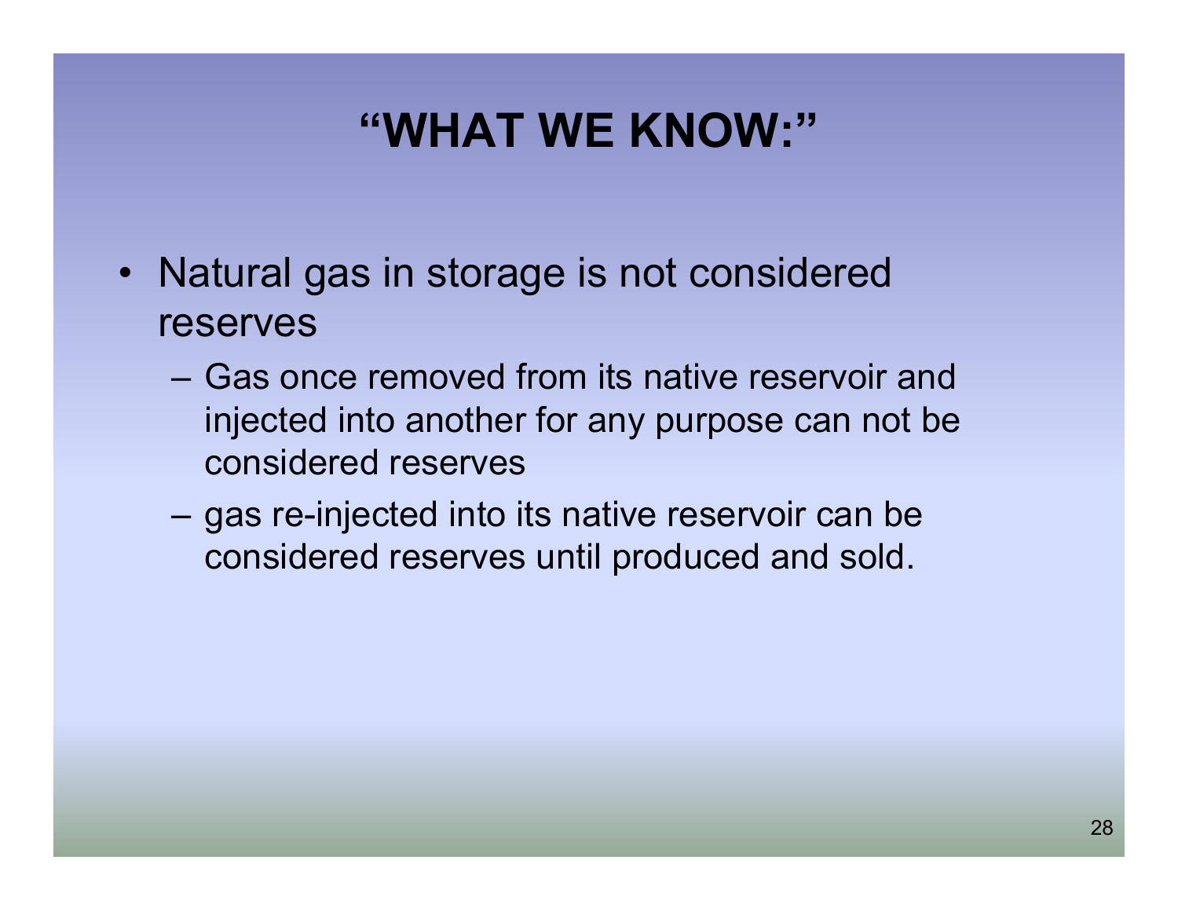# "WHAT WE KNOW:"

- Natural gas in storage is not considered reserves
  - Gas once removed from its native reservoir and injected into another for any purpose can not be considered reserves
  - gas re-injected into its native reservoir can be considered reserves until produced and sold.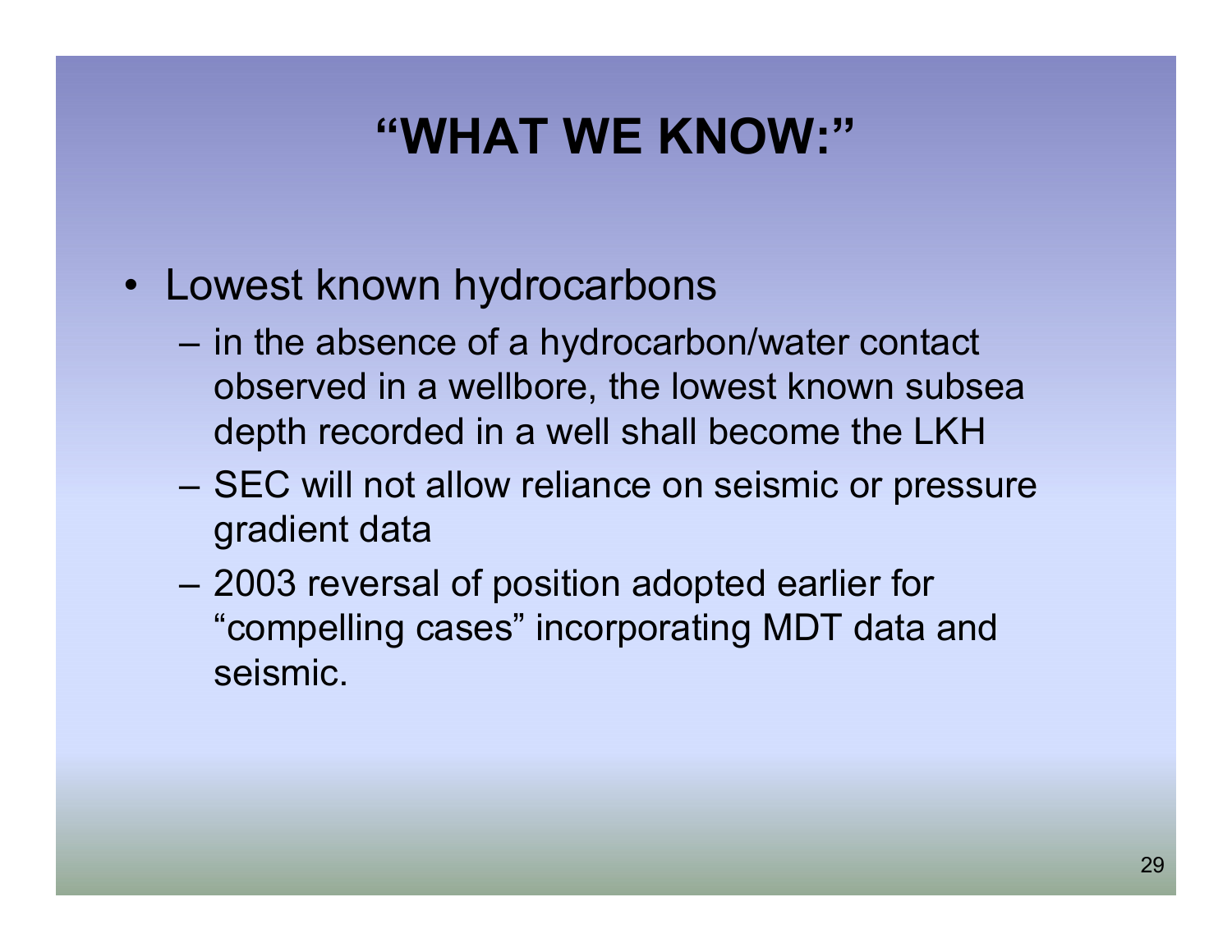# "WHAT WE KNOW:"

- Lowest known hydrocarbons
  - in the absence of a hydrocarbon/water contact observed in a wellbore, the lowest known subsea depth recorded in a well shall become the LKH
  - SEC will not allow reliance on seismic or pressure gradient data
  - 2003 reversal of position adopted earlier for "compelling cases" incorporating MDT data and seismic.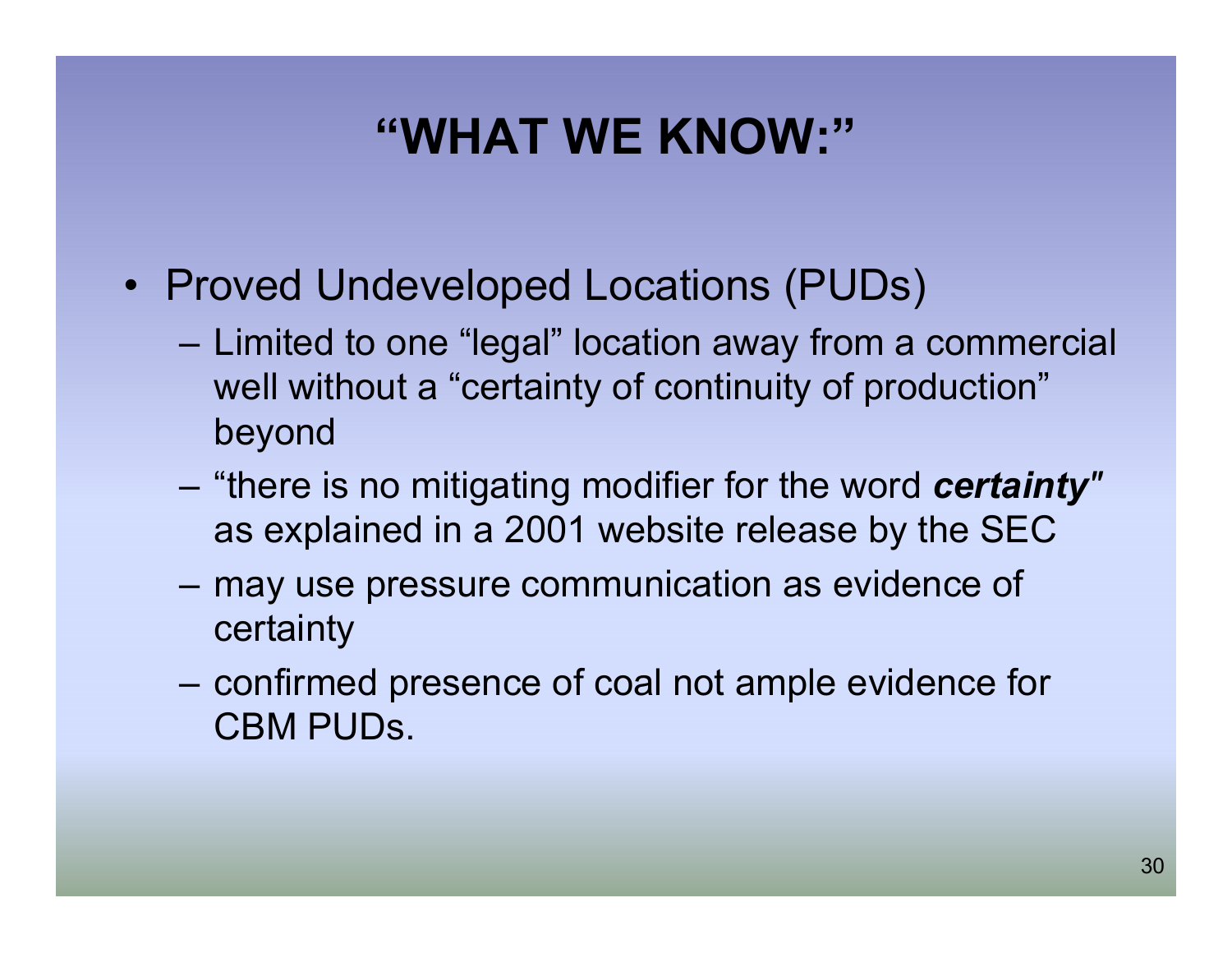# "WHAT WE KNOW:"

- Proved Undeveloped Locations (PUDs)
  - Limited to one "legal" location away from a commercial well without a "certainty of continuity of production" beyond
  - "there is no mitigating modifier for the word ***certainty***" as explained in a 2001 website release by the SEC
  - may use pressure communication as evidence of certainty
  - confirmed presence of coal not ample evidence for CBM PUDs.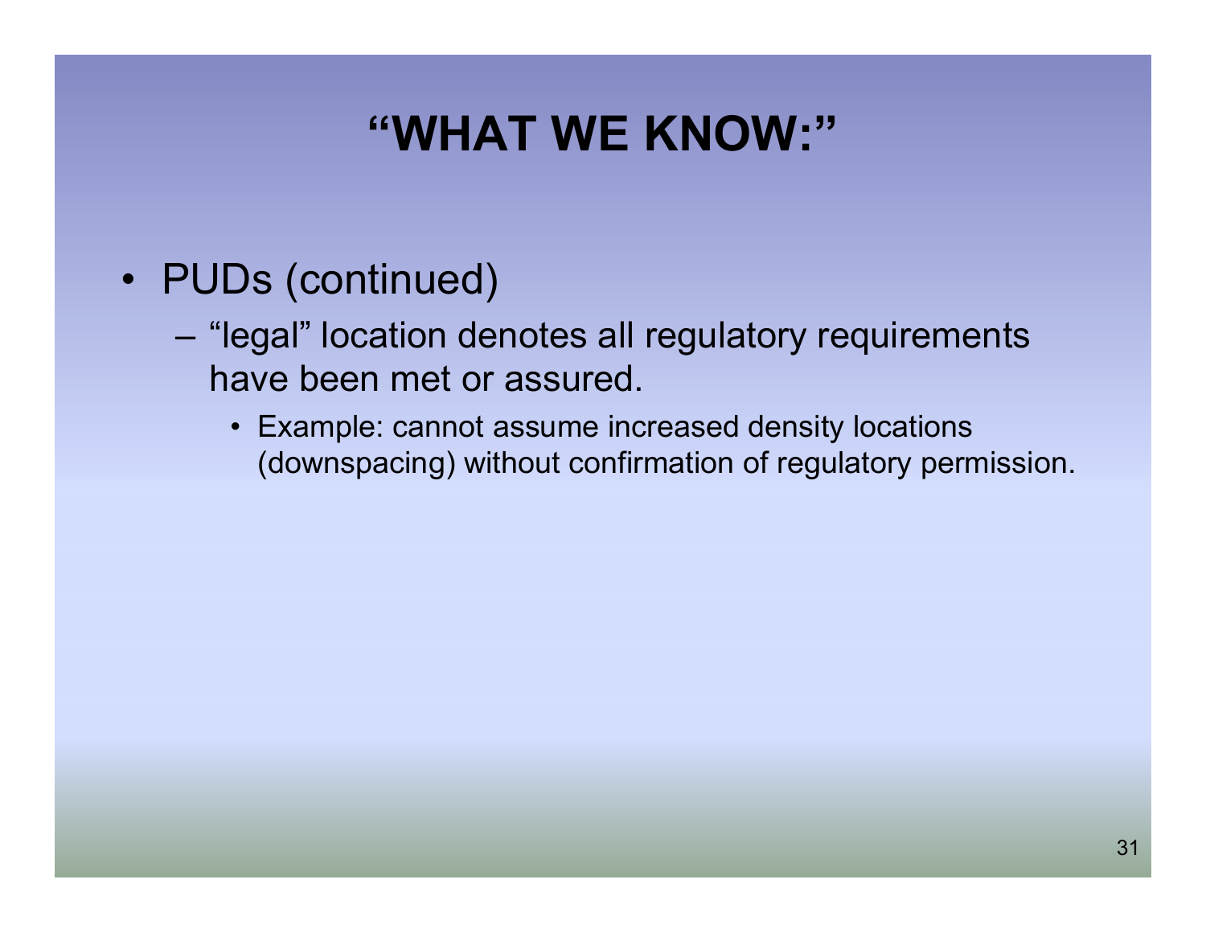# "WHAT WE KNOW:"

- PUDs (continued)
  - "legal" location denotes all regulatory requirements have been met or assured.
    - Example: cannot assume increased density locations (downspacing) without confirmation of regulatory permission.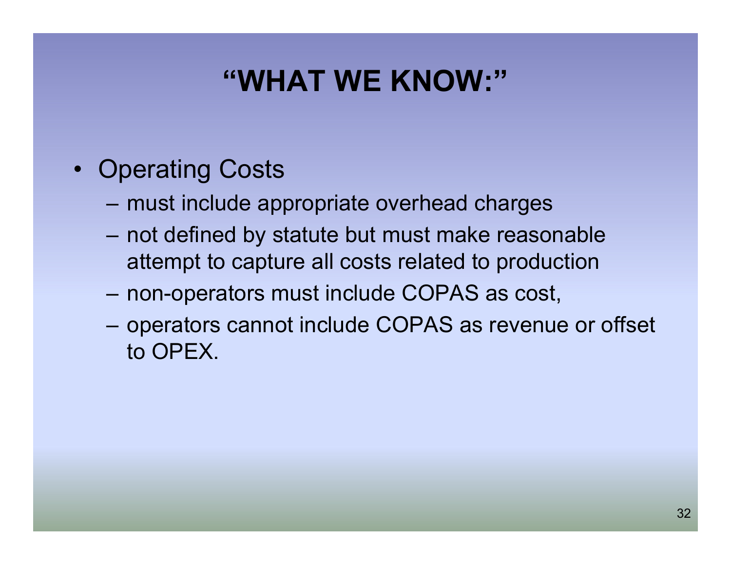# "WHAT WE KNOW:"

- Operating Costs
  - must include appropriate overhead charges
  - not defined by statute but must make reasonable attempt to capture all costs related to production
  - non-operators must include COPAS as cost,
  - operators cannot include COPAS as revenue or offset to OPEX.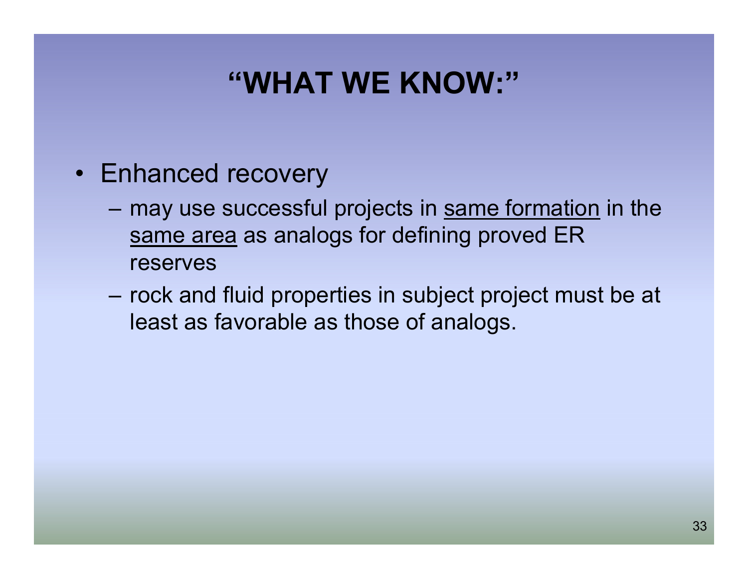# "WHAT WE KNOW:"

- Enhanced recovery
  - may use successful projects in <u>same formation</u> in the <u>same area</u> as analogs for defining proved ER reserves
  - rock and fluid properties in subject project must be at least as favorable as those of analogs.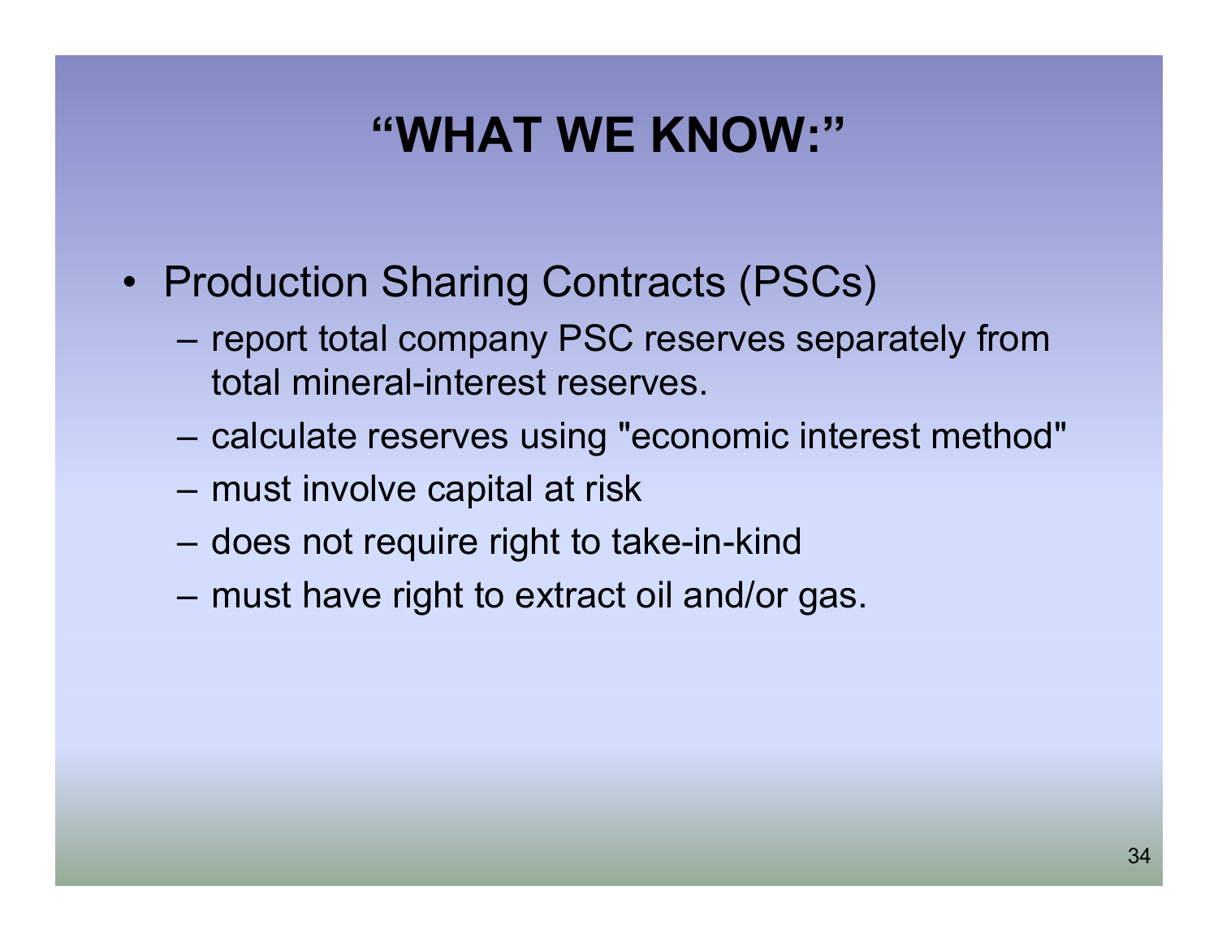# "WHAT WE KNOW:"

- Production Sharing Contracts (PSCs)
  - report total company PSC reserves separately from total mineral-interest reserves.
  - calculate reserves using "economic interest method"
  - must involve capital at risk
  - does not require right to take-in-kind
  - must have right to extract oil and/or gas.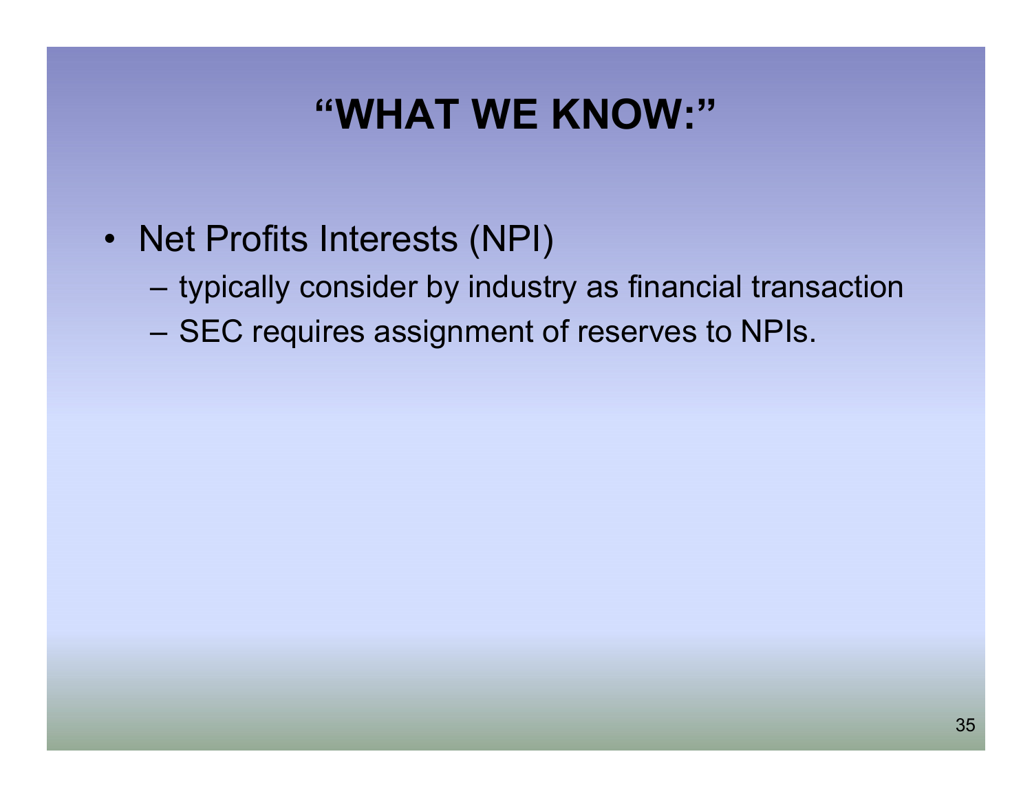# "WHAT WE KNOW:"

- Net Profits Interests (NPI)
  - typically consider by industry as financial transaction
  - SEC requires assignment of reserves to NPIs.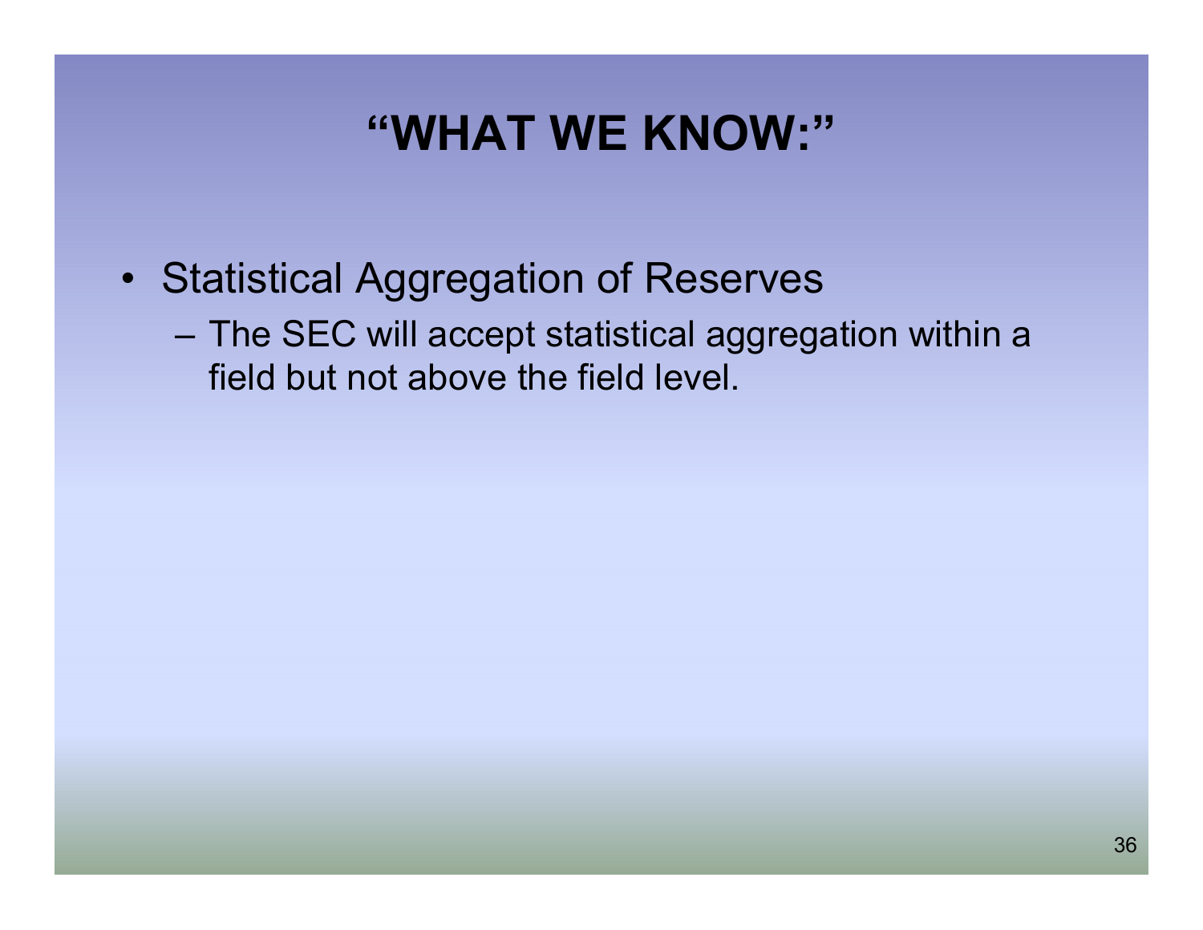# "WHAT WE KNOW:"

- Statistical Aggregation of Reserves
  - The SEC will accept statistical aggregation within a field but not above the field level.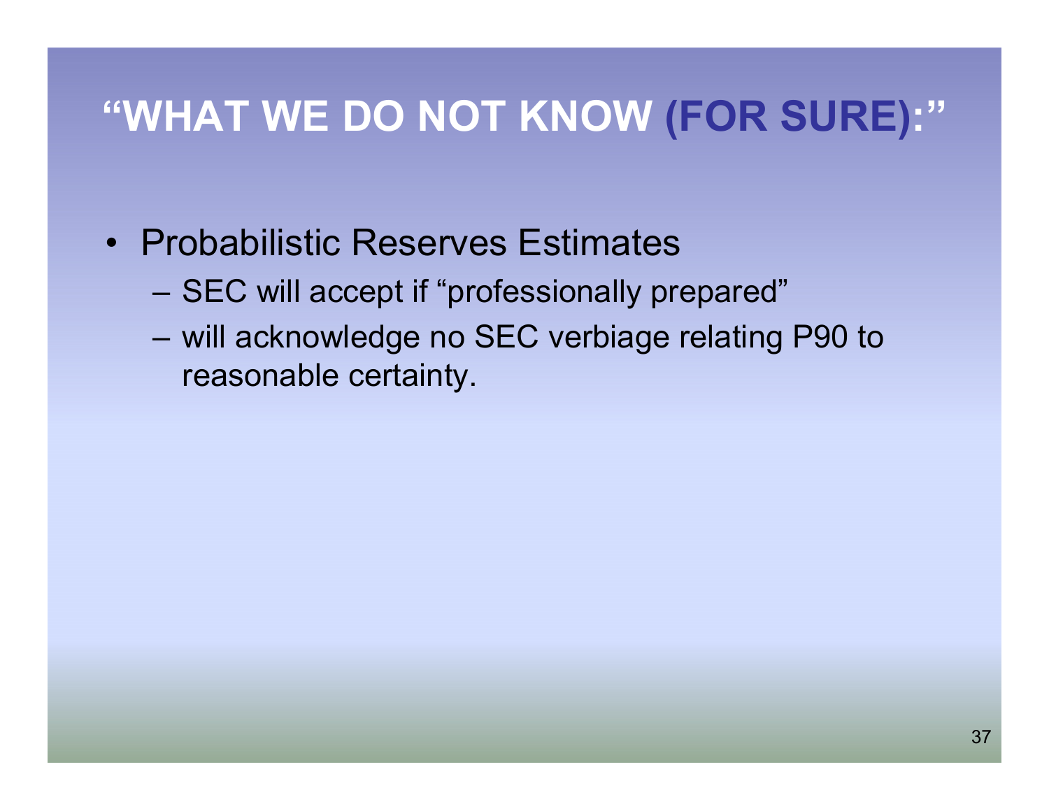# "WHAT WE DO NOT KNOW (FOR SURE):"

- Probabilistic Reserves Estimates
  - SEC will accept if "professionally prepared"
  - will acknowledge no SEC verbiage relating P90 to reasonable certainty.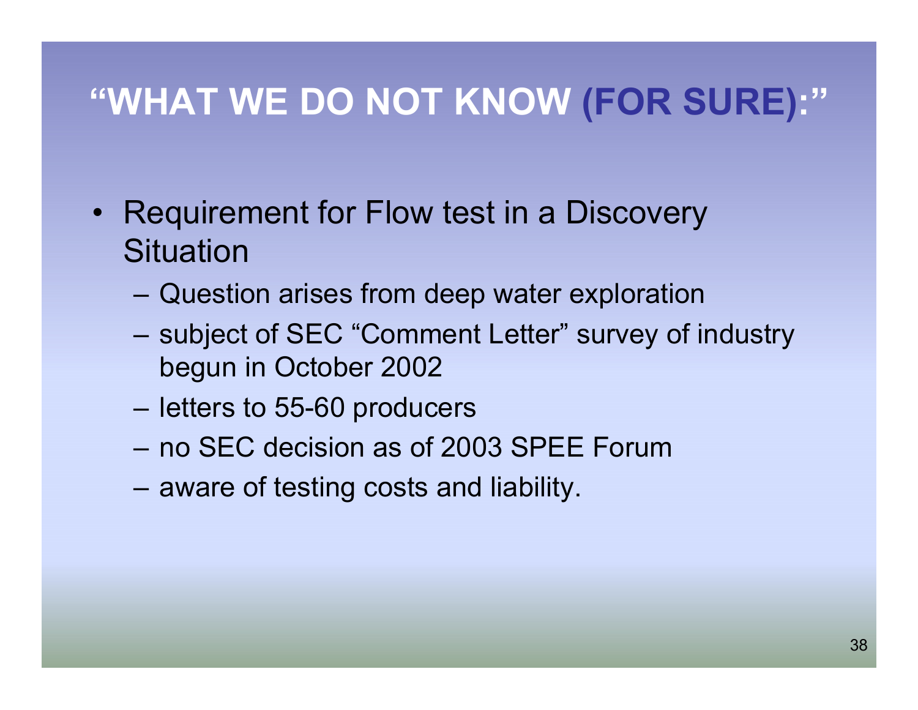# "WHAT WE DO NOT KNOW (FOR SURE):"

- Requirement for Flow test in a Discovery Situation
  - Question arises from deep water exploration
  - subject of SEC "Comment Letter" survey of industry begun in October 2002
  - letters to 55-60 producers
  - no SEC decision as of 2003 SPEE Forum
  - aware of testing costs and liability.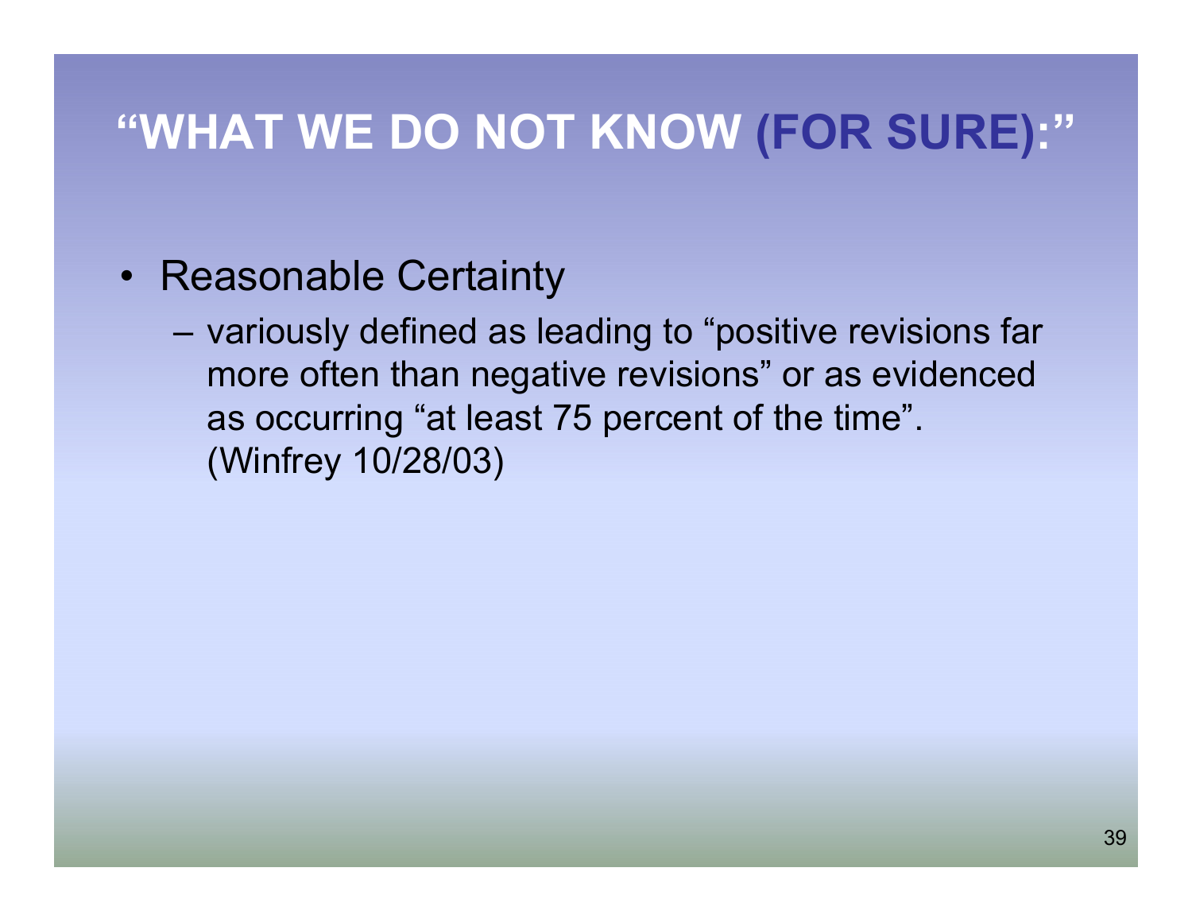# "WHAT WE DO NOT KNOW (FOR SURE):"

- Reasonable Certainty
  - variously defined as leading to "positive revisions far more often than negative revisions" or as evidenced as occurring "at least 75 percent of the time". (Winfrey 10/28/03)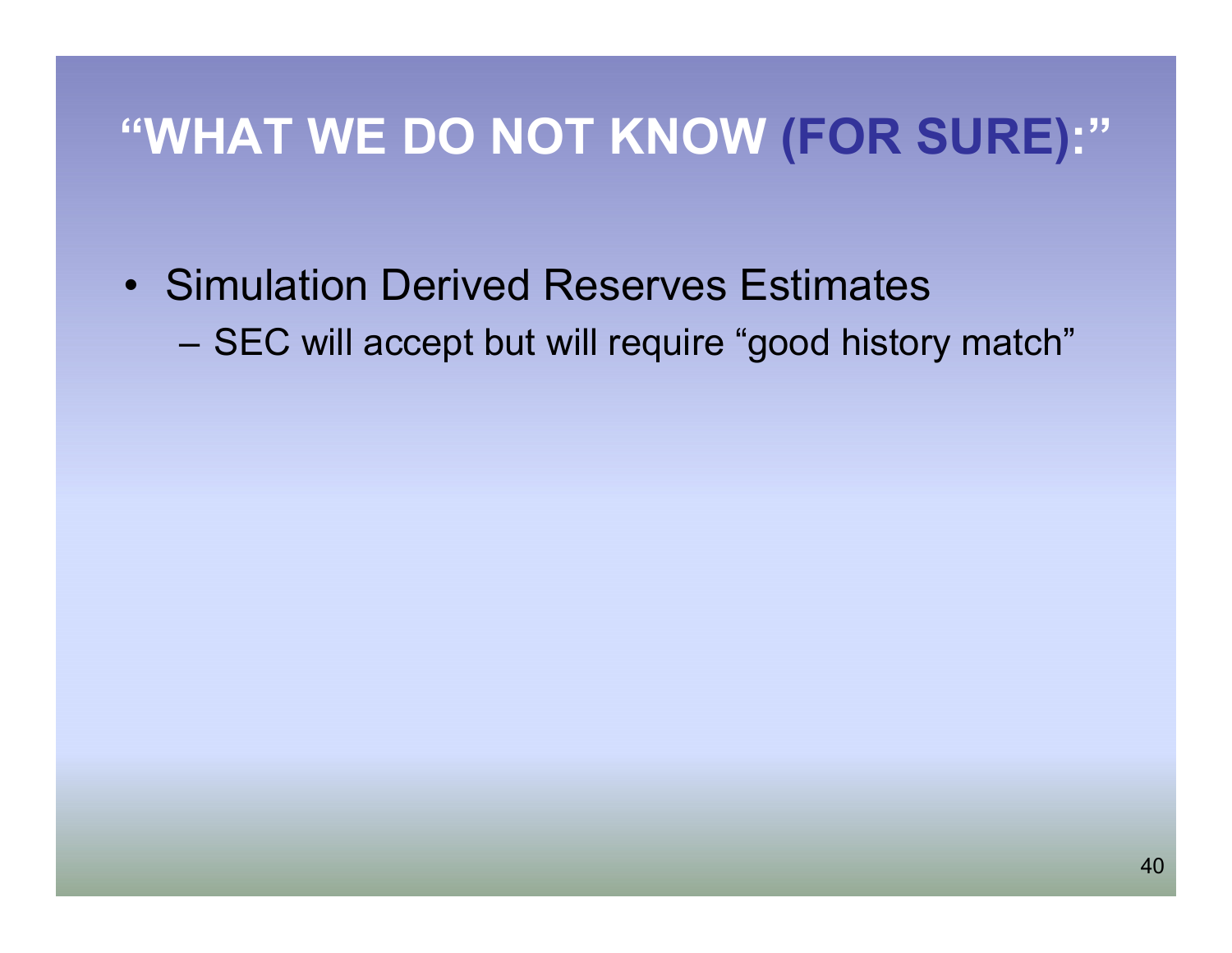# "WHAT WE DO NOT KNOW (FOR SURE):"

- Simulation Derived Reserves Estimates
  - SEC will accept but will require "good history match"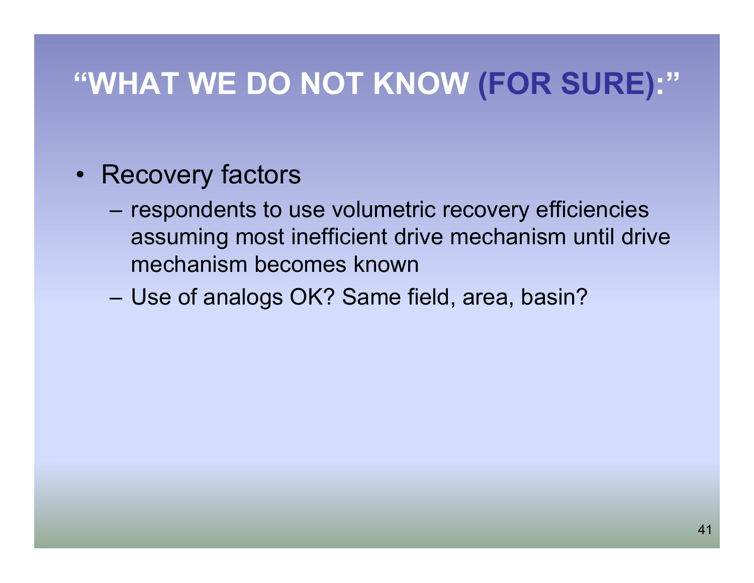# "WHAT WE DO NOT KNOW (FOR SURE):"

- Recovery factors
  - respondents to use volumetric recovery efficiencies assuming most inefficient drive mechanism until drive mechanism becomes known
  - Use of analogs OK? Same field, area, basin?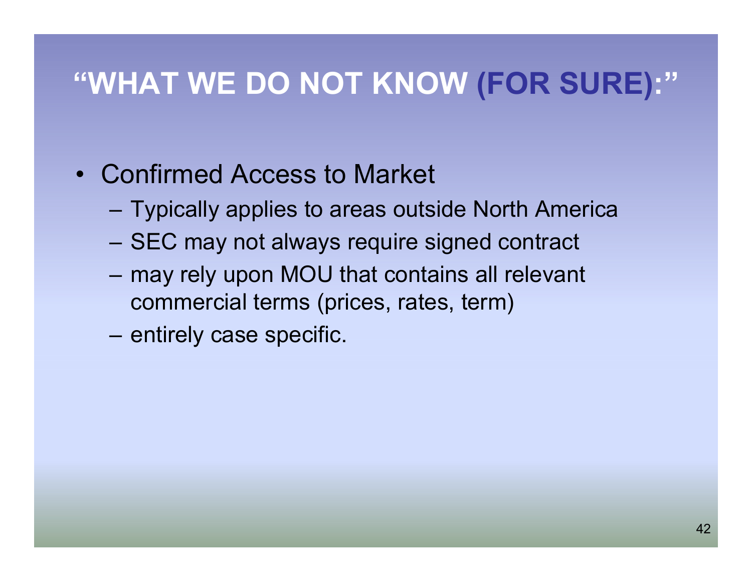# "WHAT WE DO NOT KNOW (FOR SURE):"

- Confirmed Access to Market
  - Typically applies to areas outside North America
  - SEC may not always require signed contract
  - may rely upon MOU that contains all relevant commercial terms (prices, rates, term)
  - entirely case specific.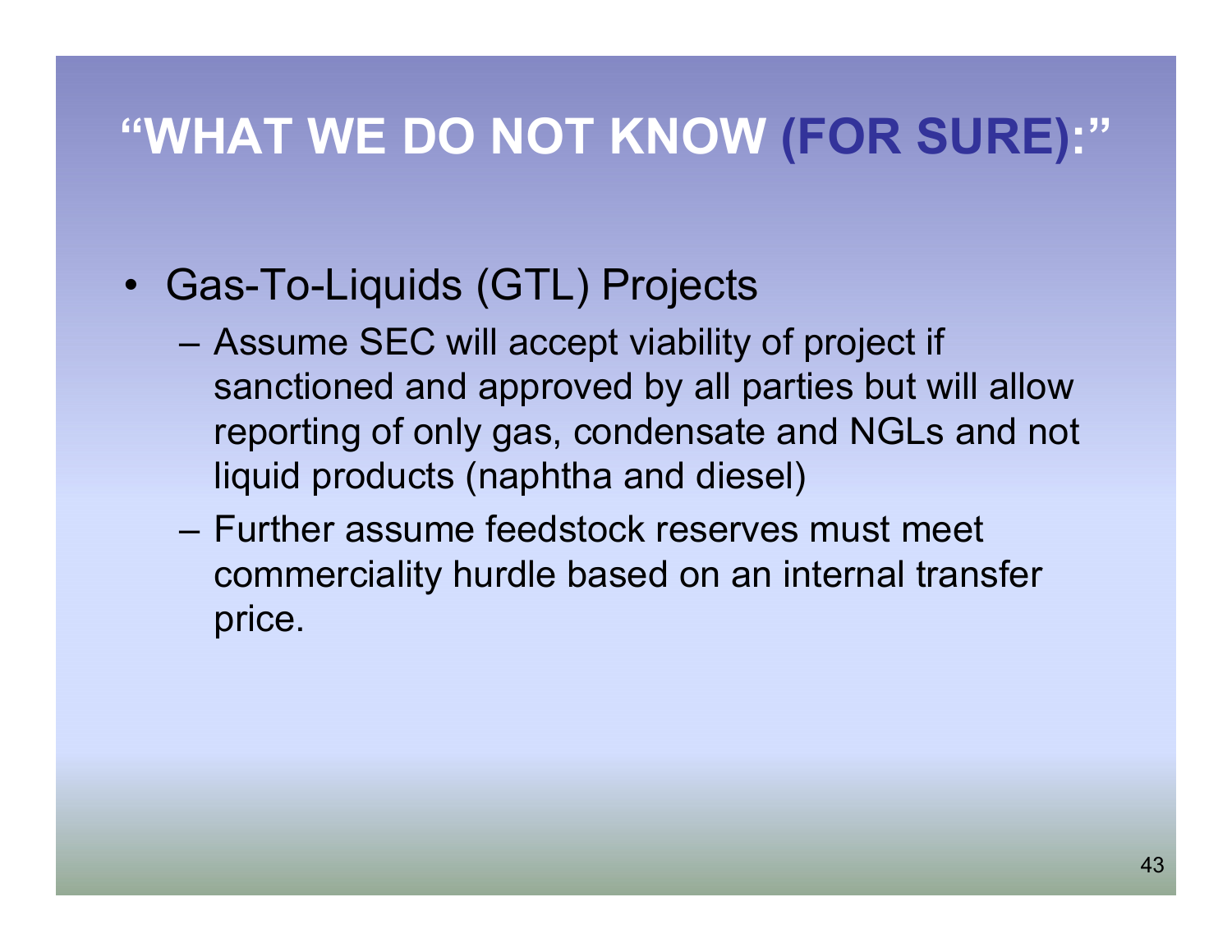# "WHAT WE DO NOT KNOW (FOR SURE):"

- Gas-To-Liquids (GTL) Projects
  - Assume SEC will accept viability of project if sanctioned and approved by all parties but will allow reporting of only gas, condensate and NGLs and not liquid products (naphtha and diesel)
  - Further assume feedstock reserves must meet commerciality hurdle based on an internal transfer price.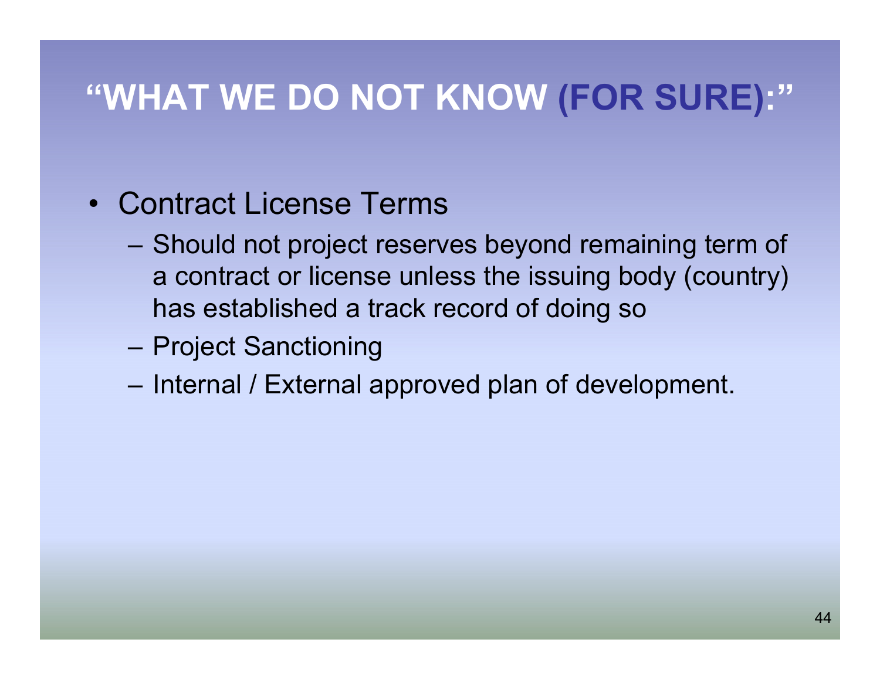# "WHAT WE DO NOT KNOW (FOR SURE):"

- Contract License Terms
  - Should not project reserves beyond remaining term of a contract or license unless the issuing body (country) has established a track record of doing so
  - Project Sanctioning
  - Internal / External approved plan of development.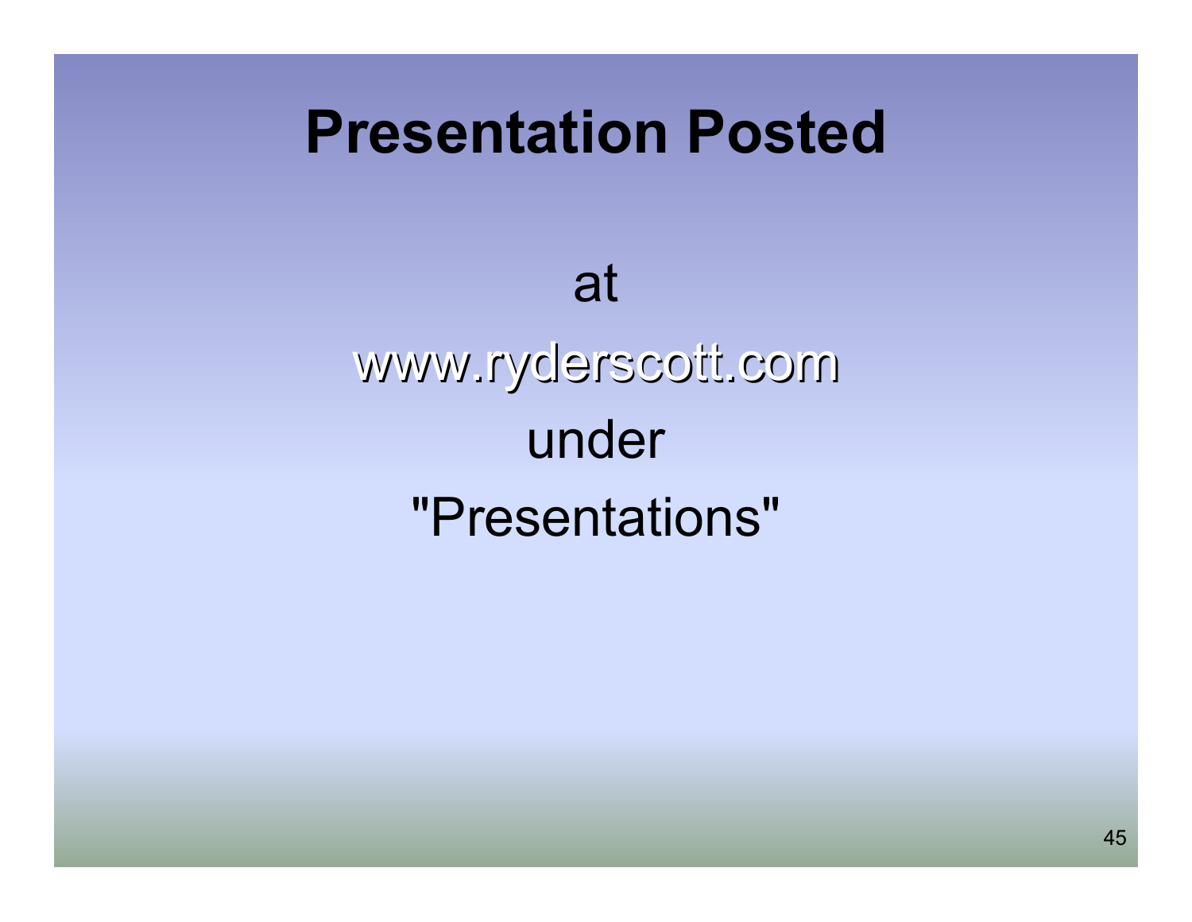# Presentation Posted

at

www.ryderscott.com

under

"Presentations"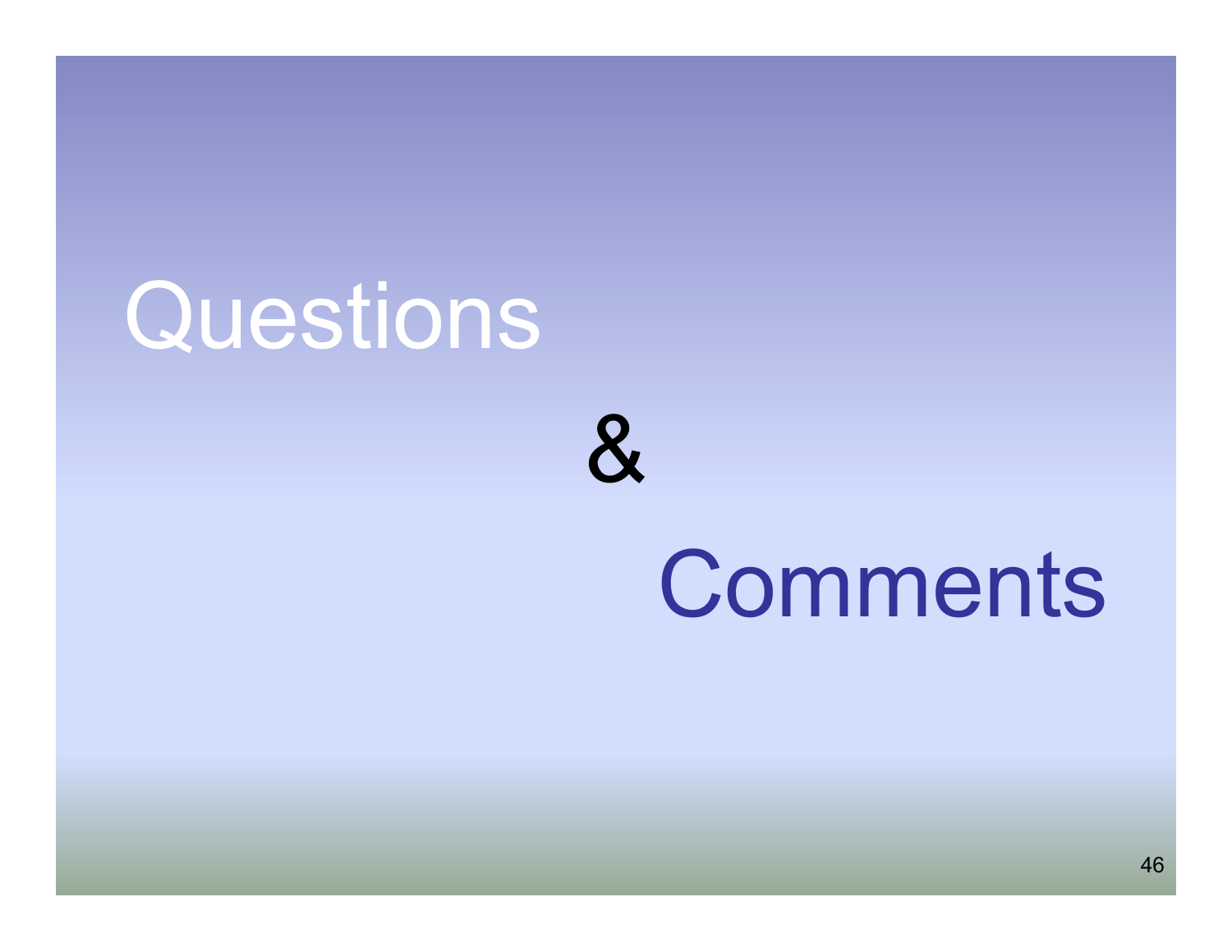# Questions

&

# Comments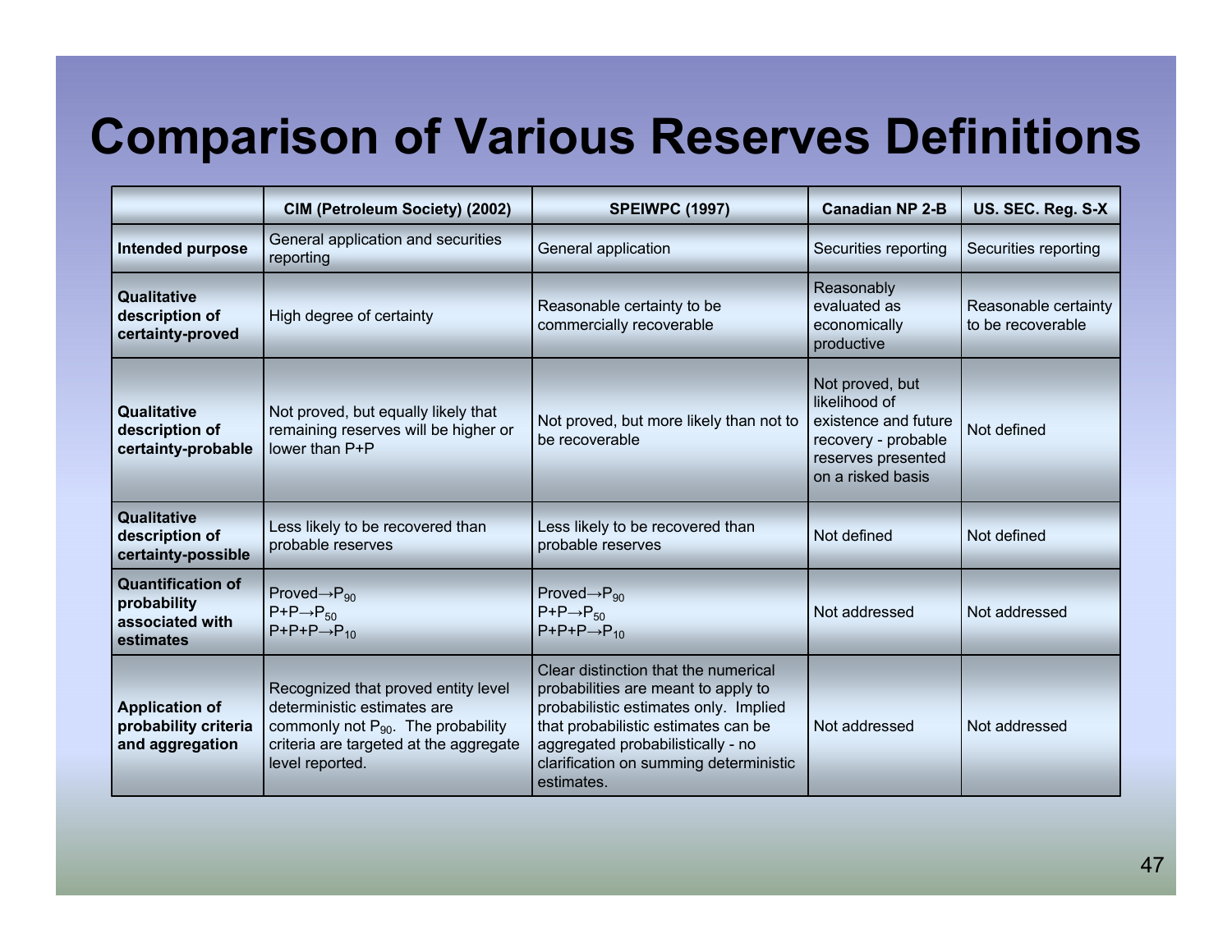# Comparison of Various Reserves Definitions

| | CIM (Petroleum Society) (2002) | SPEIWPC (1997) | Canadian NP 2-B | US. SEC. Reg. S-X |
|---|---|---|---|---|
| **Intended purpose** | General application and securities reporting | General application | Securities reporting | Securities reporting |
| **Qualitative description of certainty-proved** | High degree of certainty | Reasonable certainty to be commercially recoverable | Reasonably evaluated as economically productive | Reasonable certainty to be recoverable |
| **Qualitative description of certainty-probable** | Not proved, but equally likely that remaining reserves will be higher or lower than P+P | Not proved, but more likely than not to be recoverable | Not proved, but likelihood of existence and future recovery - probable reserves presented on a risked basis | Not defined |
| **Qualitative description of certainty-possible** | Less likely to be recovered than probable reserves | Less likely to be recovered than probable reserves | Not defined | Not defined |
| **Quantification of probability associated with estimates** | Proved→$P_{90}$<br>P+P→$P_{50}$<br>P+P+P→$P_{10}$ | Proved→$P_{90}$<br>P+P→$P_{50}$<br>P+P+P→$P_{10}$ | Not addressed | Not addressed |
| **Application of probability criteria and aggregation** | Recognized that proved entity level deterministic estimates are commonly not $P_{90}$. The probability criteria are targeted at the aggregate level reported. | Clear distinction that the numerical probabilities are meant to apply to probabilistic estimates only. Implied that probabilistic estimates can be aggregated probabilistically - no clarification on summing deterministic estimates. | Not addressed | Not addressed |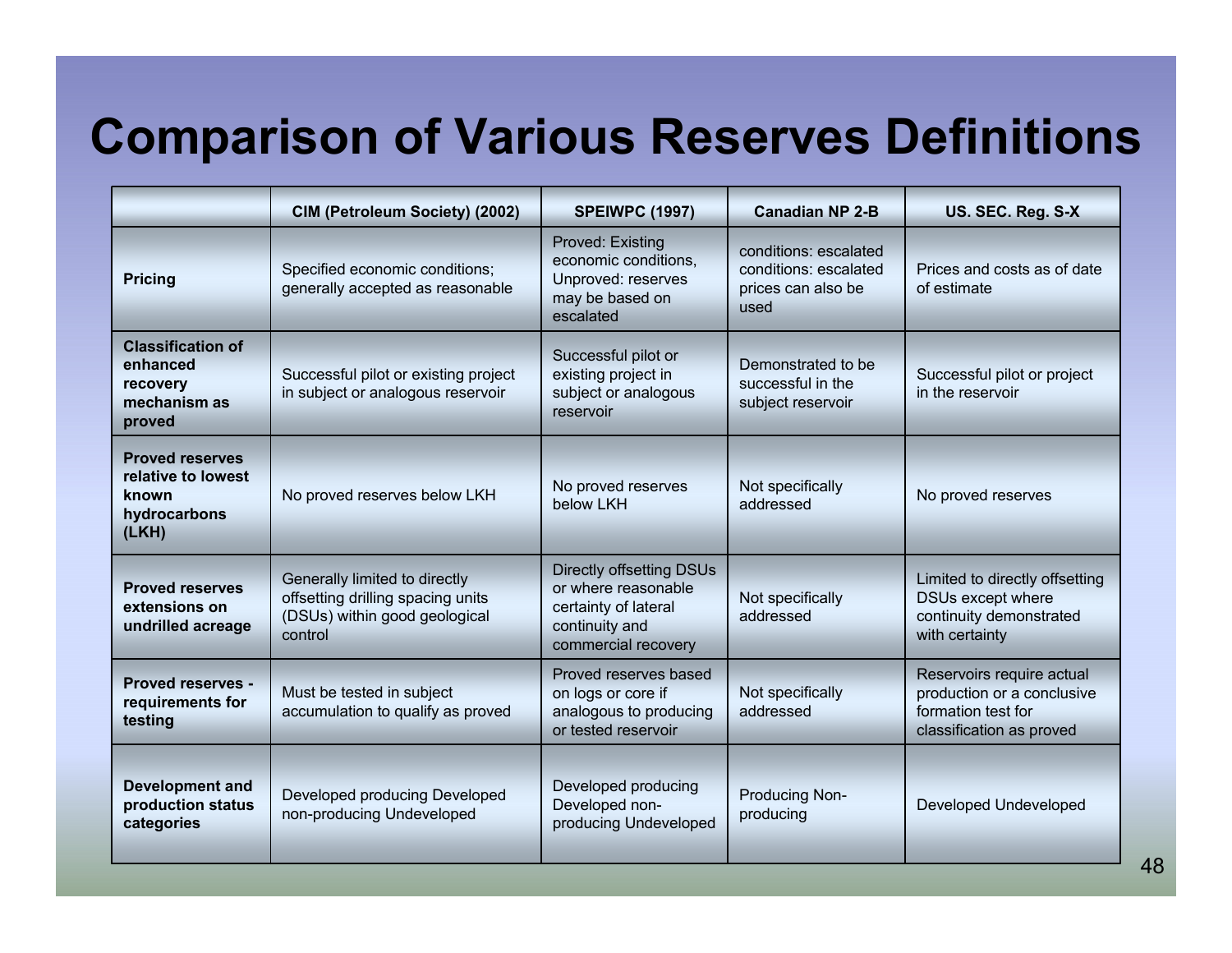# Comparison of Various Reserves Definitions

| | CIM (Petroleum Society) (2002) | SPEIWPC (1997) | Canadian NP 2-B | US. SEC. Reg. S-X |
|---|---|---|---|---|
| **Pricing** | Specified economic conditions; generally accepted as reasonable | Proved: Existing economic conditions, Unproved: reserves may be based on escalated | conditions: escalated conditions: escalated prices can also be used | Prices and costs as of date of estimate |
| **Classification of enhanced recovery mechanism as proved** | Successful pilot or existing project in subject or analogous reservoir | Successful pilot or existing project in subject or analogous reservoir | Demonstrated to be successful in the subject reservoir | Successful pilot or project in the reservoir |
| **Proved reserves relative to lowest known hydrocarbons (LKH)** | No proved reserves below LKH | No proved reserves below LKH | Not specifically addressed | No proved reserves |
| **Proved reserves extensions on undrilled acreage** | Generally limited to directly offsetting drilling spacing units (DSUs) within good geological control | Directly offsetting DSUs or where reasonable certainty of lateral continuity and commercial recovery | Not specifically addressed | Limited to directly offsetting DSUs except where continuity demonstrated with certainty |
| **Proved reserves - requirements for testing** | Must be tested in subject accumulation to qualify as proved | Proved reserves based on logs or core if analogous to producing or tested reservoir | Not specifically addressed | Reservoirs require actual production or a conclusive formation test for classification as proved |
| **Development and production status categories** | Developed producing Developed non-producing Undeveloped | Developed producing Developed non-producing Undeveloped | Producing Non-producing | Developed Undeveloped |